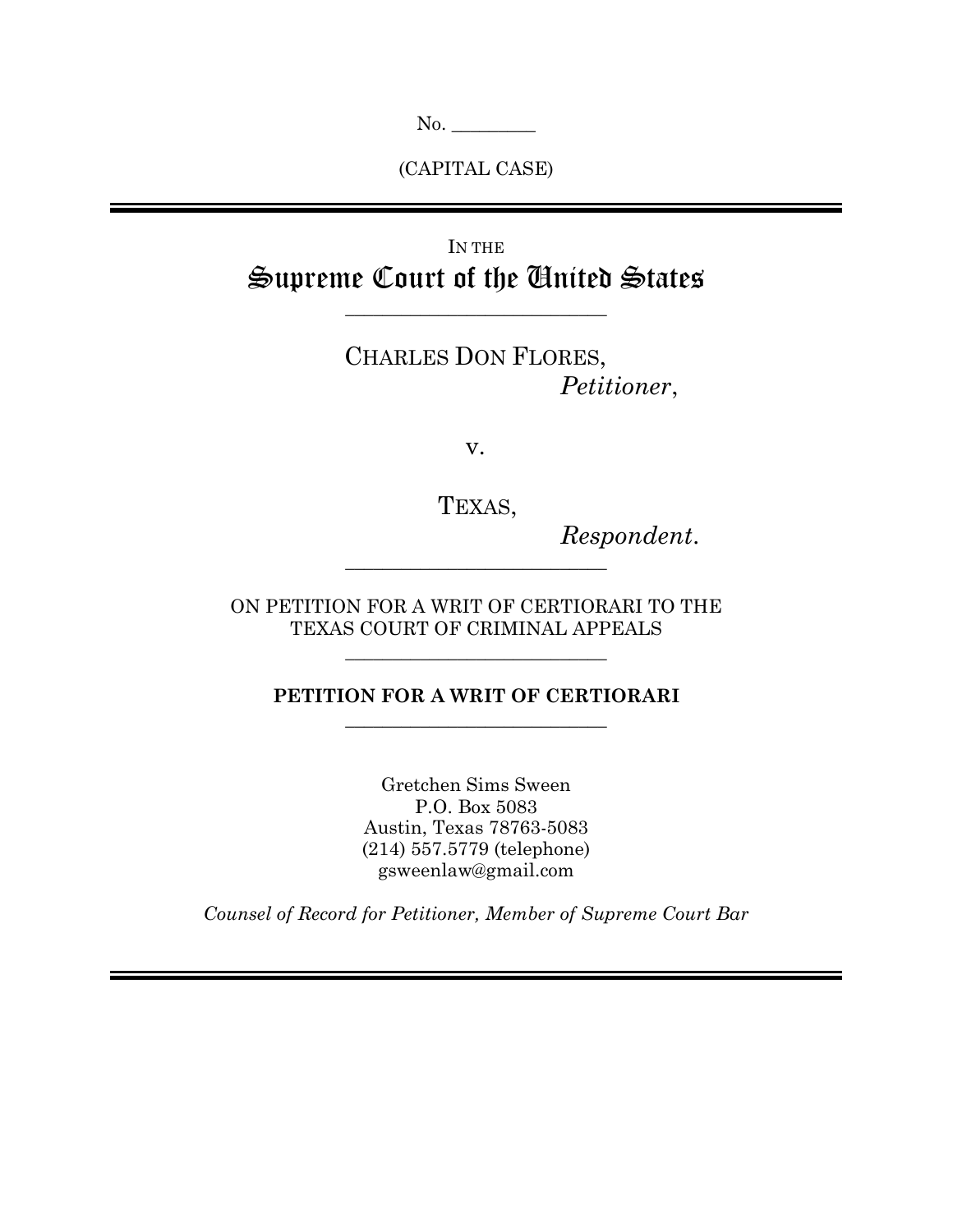No. _________

(CAPITAL CASE)

---

IN THE

# Supreme Court of the United States

---

CHARLES DON FLORES,
*Petitioner*,

v.

TEXAS,
*Respondent*.

---

ON PETITION FOR A WRIT OF CERTIORARI TO THE TEXAS COURT OF CRIMINAL APPEALS

---

**PETITION FOR A WRIT OF CERTIORARI**

---

Gretchen Sims Sween
P.O. Box 5083
Austin, Texas 78763-5083
(214) 557.5779 (telephone)
gsweenlaw@gmail.com

*Counsel of Record for Petitioner, Member of Supreme Court Bar*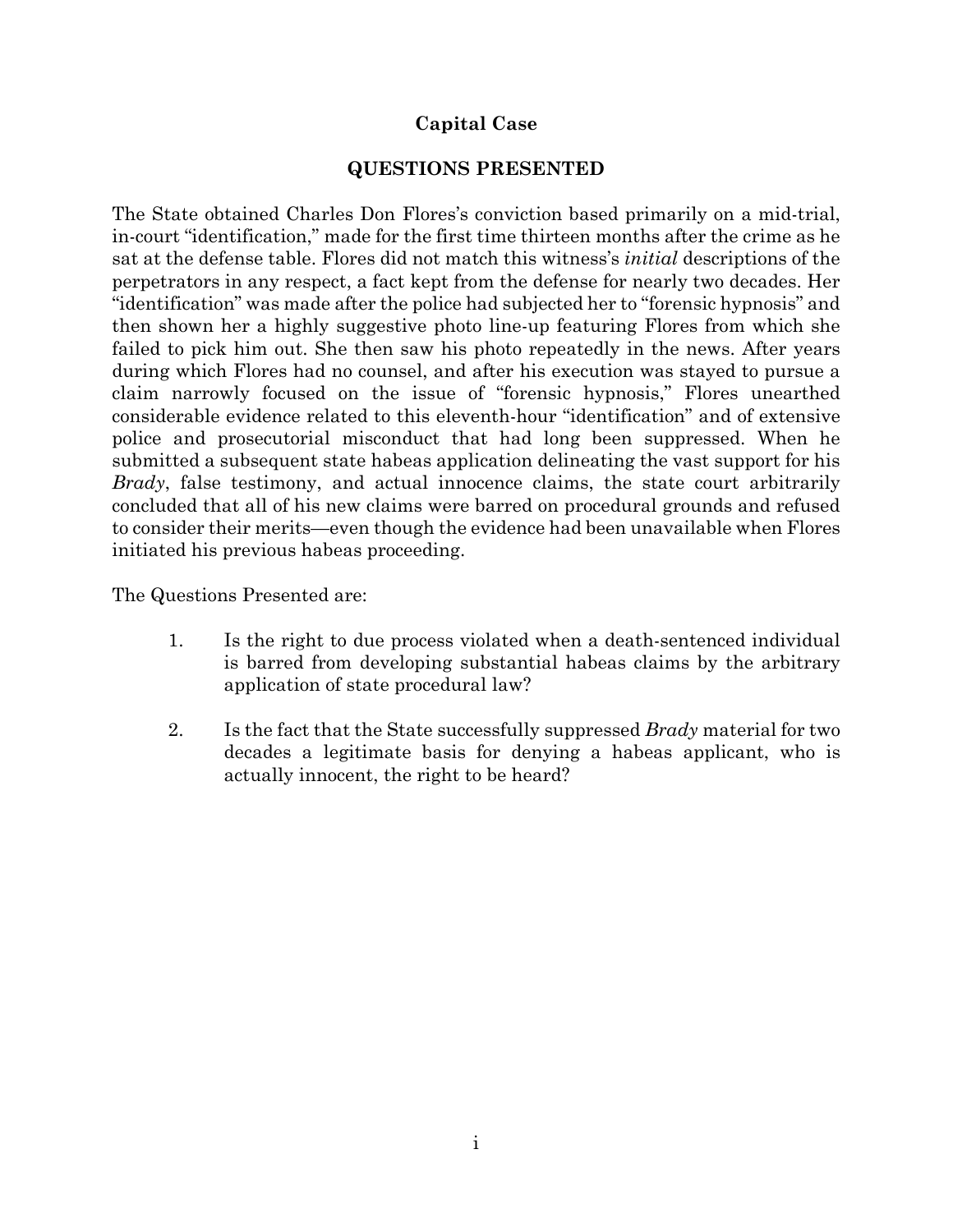**Capital Case**

## QUESTIONS PRESENTED

The State obtained Charles Don Flores's conviction based primarily on a mid-trial, in-court "identification," made for the first time thirteen months after the crime as he sat at the defense table. Flores did not match this witness's *initial* descriptions of the perpetrators in any respect, a fact kept from the defense for nearly two decades. Her "identification" was made after the police had subjected her to "forensic hypnosis" and then shown her a highly suggestive photo line-up featuring Flores from which she failed to pick him out. She then saw his photo repeatedly in the news. After years during which Flores had no counsel, and after his execution was stayed to pursue a claim narrowly focused on the issue of "forensic hypnosis," Flores unearthed considerable evidence related to this eleventh-hour "identification" and of extensive police and prosecutorial misconduct that had long been suppressed. When he submitted a subsequent state habeas application delineating the vast support for his *Brady*, false testimony, and actual innocence claims, the state court arbitrarily concluded that all of his new claims were barred on procedural grounds and refused to consider their merits—even though the evidence had been unavailable when Flores initiated his previous habeas proceeding.

The Questions Presented are:

1. Is the right to due process violated when a death-sentenced individual is barred from developing substantial habeas claims by the arbitrary application of state procedural law?

2. Is the fact that the State successfully suppressed *Brady* material for two decades a legitimate basis for denying a habeas applicant, who is actually innocent, the right to be heard?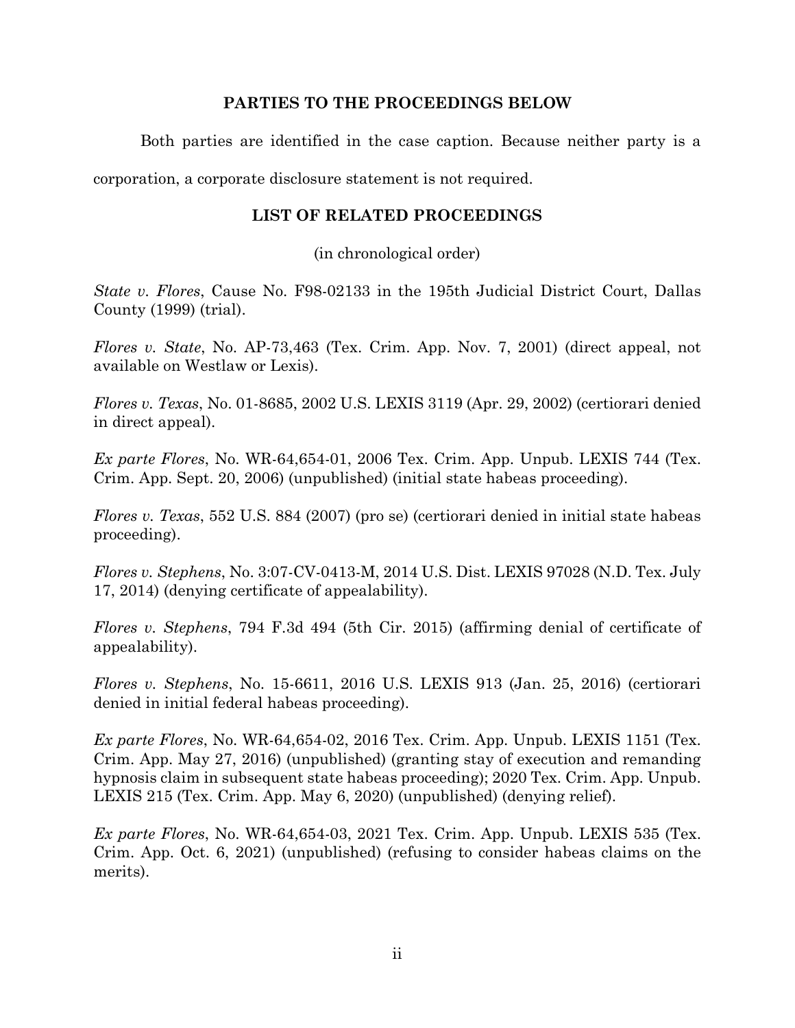## PARTIES TO THE PROCEEDINGS BELOW

Both parties are identified in the case caption. Because neither party is a corporation, a corporate disclosure statement is not required.

## LIST OF RELATED PROCEEDINGS

(in chronological order)

*State v. Flores*, Cause No. F98-02133 in the 195th Judicial District Court, Dallas County (1999) (trial).

*Flores v. State*, No. AP-73,463 (Tex. Crim. App. Nov. 7, 2001) (direct appeal, not available on Westlaw or Lexis).

*Flores v. Texas*, No. 01-8685, 2002 U.S. LEXIS 3119 (Apr. 29, 2002) (certiorari denied in direct appeal).

*Ex parte Flores*, No. WR-64,654-01, 2006 Tex. Crim. App. Unpub. LEXIS 744 (Tex. Crim. App. Sept. 20, 2006) (unpublished) (initial state habeas proceeding).

*Flores v. Texas*, 552 U.S. 884 (2007) (pro se) (certiorari denied in initial state habeas proceeding).

*Flores v. Stephens*, No. 3:07-CV-0413-M, 2014 U.S. Dist. LEXIS 97028 (N.D. Tex. July 17, 2014) (denying certificate of appealability).

*Flores v. Stephens*, 794 F.3d 494 (5th Cir. 2015) (affirming denial of certificate of appealability).

*Flores v. Stephens*, No. 15-6611, 2016 U.S. LEXIS 913 (Jan. 25, 2016) (certiorari denied in initial federal habeas proceeding).

*Ex parte Flores*, No. WR-64,654-02, 2016 Tex. Crim. App. Unpub. LEXIS 1151 (Tex. Crim. App. May 27, 2016) (unpublished) (granting stay of execution and remanding hypnosis claim in subsequent state habeas proceeding); 2020 Tex. Crim. App. Unpub. LEXIS 215 (Tex. Crim. App. May 6, 2020) (unpublished) (denying relief).

*Ex parte Flores*, No. WR-64,654-03, 2021 Tex. Crim. App. Unpub. LEXIS 535 (Tex. Crim. App. Oct. 6, 2021) (unpublished) (refusing to consider habeas claims on the merits).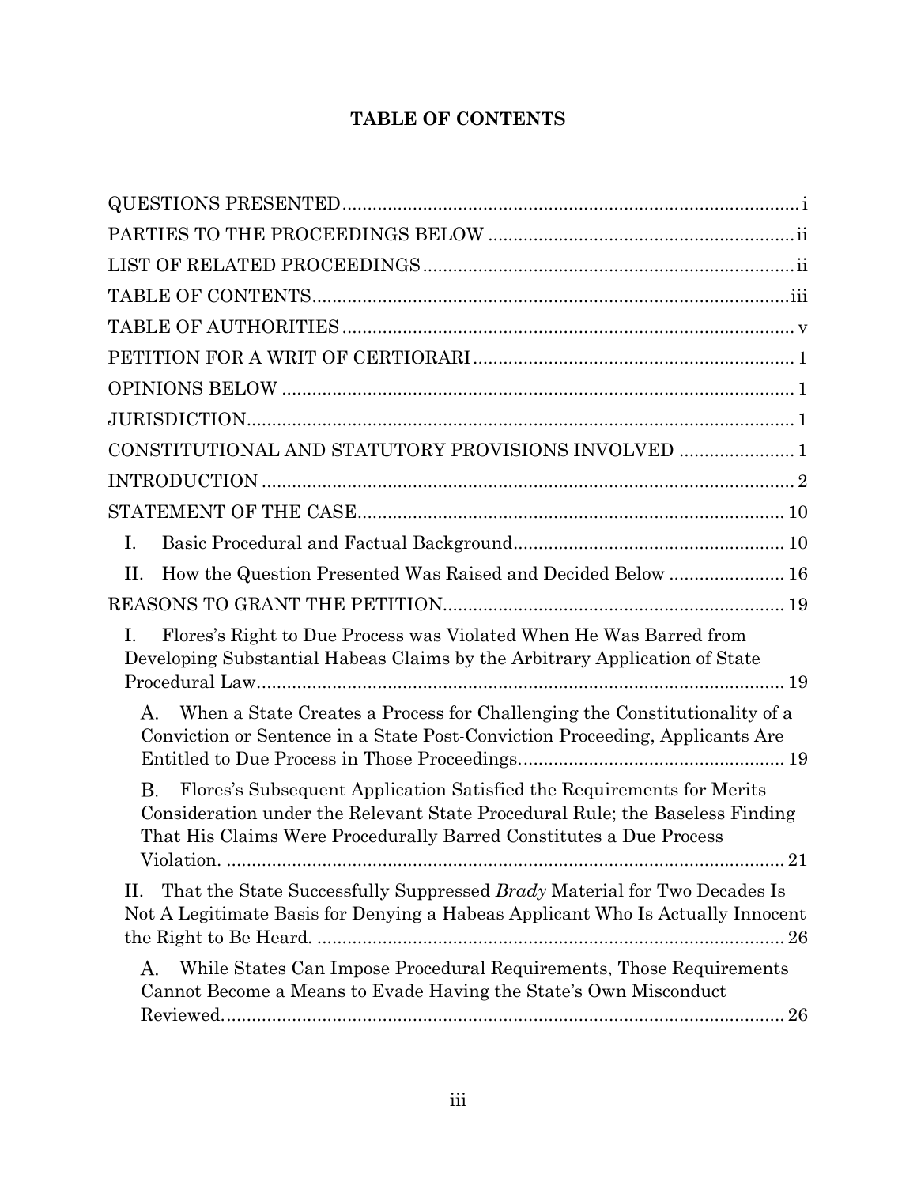# TABLE OF CONTENTS

QUESTIONS PRESENTED .......... i

PARTIES TO THE PROCEEDINGS BELOW .......... ii

LIST OF RELATED PROCEEDINGS .......... ii

TABLE OF CONTENTS .......... iii

TABLE OF AUTHORITIES .......... v

PETITION FOR A WRIT OF CERTIORARI .......... 1

OPINIONS BELOW .......... 1

JURISDICTION .......... 1

CONSTITUTIONAL AND STATUTORY PROVISIONS INVOLVED .......... 1

INTRODUCTION .......... 2

STATEMENT OF THE CASE .......... 10

- I. Basic Procedural and Factual Background .......... 10
- II. How the Question Presented Was Raised and Decided Below .......... 16

REASONS TO GRANT THE PETITION .......... 19

- I. Flores's Right to Due Process was Violated When He Was Barred from Developing Substantial Habeas Claims by the Arbitrary Application of State Procedural Law .......... 19
  - A. When a State Creates a Process for Challenging the Constitutionality of a Conviction or Sentence in a State Post-Conviction Proceeding, Applicants Are Entitled to Due Process in Those Proceedings .......... 19
  - B. Flores's Subsequent Application Satisfied the Requirements for Merits Consideration under the Relevant State Procedural Rule; the Baseless Finding That His Claims Were Procedurally Barred Constitutes a Due Process Violation. .......... 21
- II. That the State Successfully Suppressed *Brady* Material for Two Decades Is Not A Legitimate Basis for Denying a Habeas Applicant Who Is Actually Innocent the Right to Be Heard. .......... 26
  - A. While States Can Impose Procedural Requirements, Those Requirements Cannot Become a Means to Evade Having the State's Own Misconduct Reviewed. .......... 26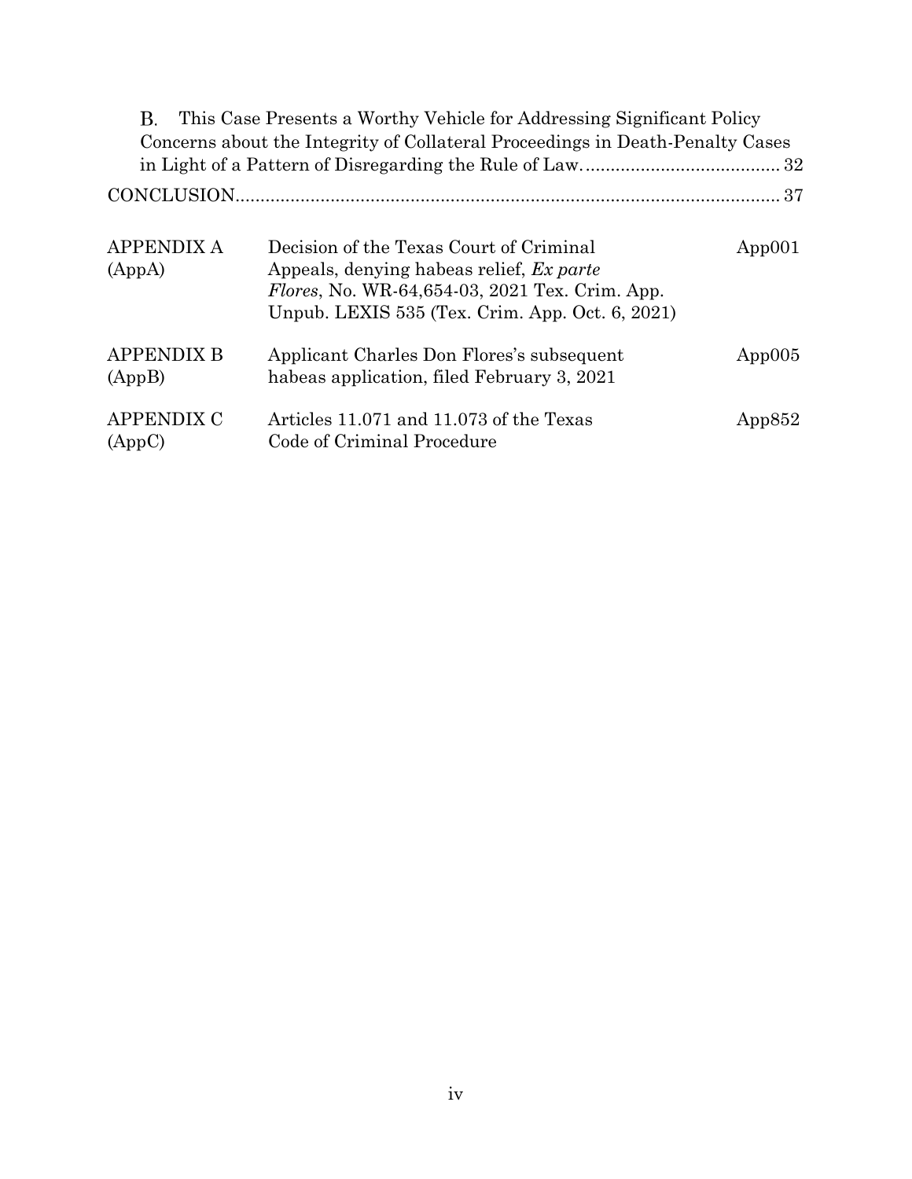B. This Case Presents a Worthy Vehicle for Addressing Significant Policy Concerns about the Integrity of Collateral Proceedings in Death-Penalty Cases in Light of a Pattern of Disregarding the Rule of Law. ....................................... 32

CONCLUSION............................................................................................................ 37

| | | |
|---|---|---|
| APPENDIX A (AppA) | Decision of the Texas Court of Criminal Appeals, denying habeas relief, *Ex parte Flores*, No. WR-64,654-03, 2021 Tex. Crim. App. Unpub. LEXIS 535 (Tex. Crim. App. Oct. 6, 2021) | App001 |
| APPENDIX B (AppB) | Applicant Charles Don Flores's subsequent habeas application, filed February 3, 2021 | App005 |
| APPENDIX C (AppC) | Articles 11.071 and 11.073 of the Texas Code of Criminal Procedure | App852 |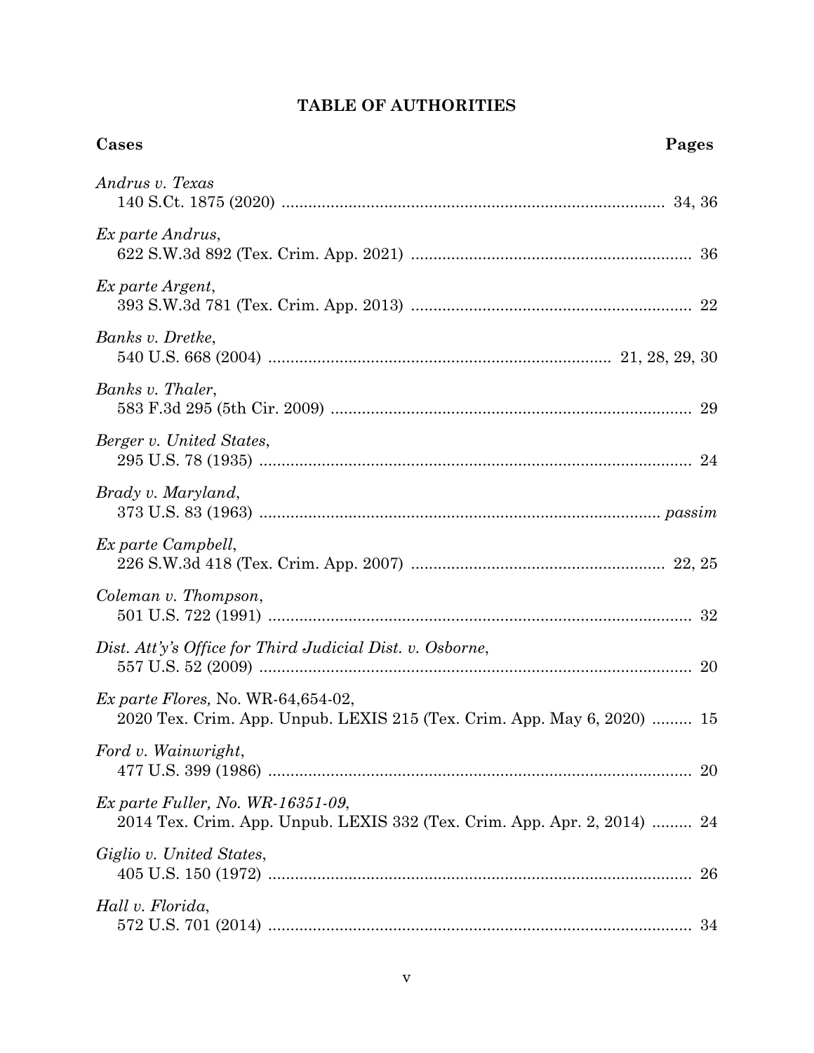## TABLE OF AUTHORITIES

| **Cases** | **Pages** |
|---|---|
| *Andrus v. Texas* 140 S.Ct. 1875 (2020) | 34, 36 |
| *Ex parte Andrus*, 622 S.W.3d 892 (Tex. Crim. App. 2021) | 36 |
| *Ex parte Argent*, 393 S.W.3d 781 (Tex. Crim. App. 2013) | 22 |
| *Banks v. Dretke*, 540 U.S. 668 (2004) | 21, 28, 29, 30 |
| *Banks v. Thaler*, 583 F.3d 295 (5th Cir. 2009) | 29 |
| *Berger v. United States*, 295 U.S. 78 (1935) | 24 |
| *Brady v. Maryland*, 373 U.S. 83 (1963) | *passim* |
| *Ex parte Campbell*, 226 S.W.3d 418 (Tex. Crim. App. 2007) | 22, 25 |
| *Coleman v. Thompson*, 501 U.S. 722 (1991) | 32 |
| *Dist. Att'y's Office for Third Judicial Dist. v. Osborne*, 557 U.S. 52 (2009) | 20 |
| *Ex parte Flores,* No. WR-64,654-02, 2020 Tex. Crim. App. Unpub. LEXIS 215 (Tex. Crim. App. May 6, 2020) | 15 |
| *Ford v. Wainwright*, 477 U.S. 399 (1986) | 20 |
| *Ex parte Fuller, No. WR-16351-09*, 2014 Tex. Crim. App. Unpub. LEXIS 332 (Tex. Crim. App. Apr. 2, 2014) | 24 |
| *Giglio v. United States*, 405 U.S. 150 (1972) | 26 |
| *Hall v. Florida*, 572 U.S. 701 (2014) | 34 |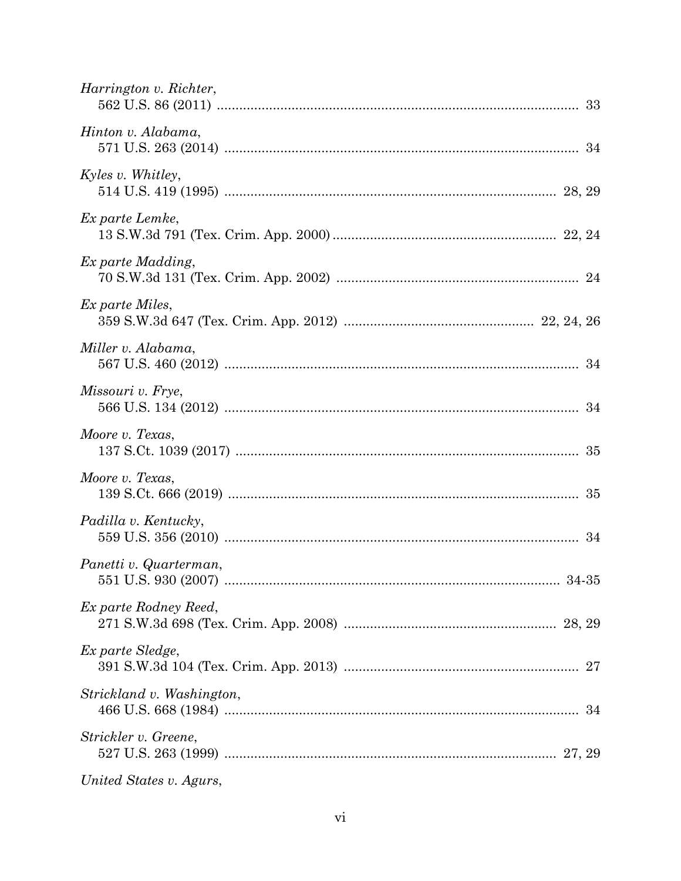*Harrington v. Richter*,
562 U.S. 86 (2011) ........................................................................................ 33

*Hinton v. Alabama*,
571 U.S. 263 (2014) ...................................................................................... 34

*Kyles v. Whitley*,
514 U.S. 419 (1995) ................................................................................ 28, 29

*Ex parte Lemke*,
13 S.W.3d 791 (Tex. Crim. App. 2000) ................................................... 22, 24

*Ex parte Madding*,
70 S.W.3d 131 (Tex. Crim. App. 2002) ........................................................ 24

*Ex parte Miles*,
359 S.W.3d 647 (Tex. Crim. App. 2012) .......................................... 22, 24, 26

*Miller v. Alabama*,
567 U.S. 460 (2012) ...................................................................................... 34

*Missouri v. Frye*,
566 U.S. 134 (2012) ...................................................................................... 34

*Moore v. Texas*,
137 S.Ct. 1039 (2017) .................................................................................. 35

*Moore v. Texas*,
139 S.Ct. 666 (2019) .................................................................................... 35

*Padilla v. Kentucky*,
559 U.S. 356 (2010) ...................................................................................... 34

*Panetti v. Quarterman*,
551 U.S. 930 (2007) ................................................................................. 34-35

*Ex parte Rodney Reed*,
271 S.W.3d 698 (Tex. Crim. App. 2008) ................................................ 28, 29

*Ex parte Sledge*,
391 S.W.3d 104 (Tex. Crim. App. 2013) ...................................................... 27

*Strickland v. Washington*,
466 U.S. 668 (1984) ...................................................................................... 34

*Strickler v. Greene*,
527 U.S. 263 (1999) ................................................................................ 27, 29

*United States v. Agurs*,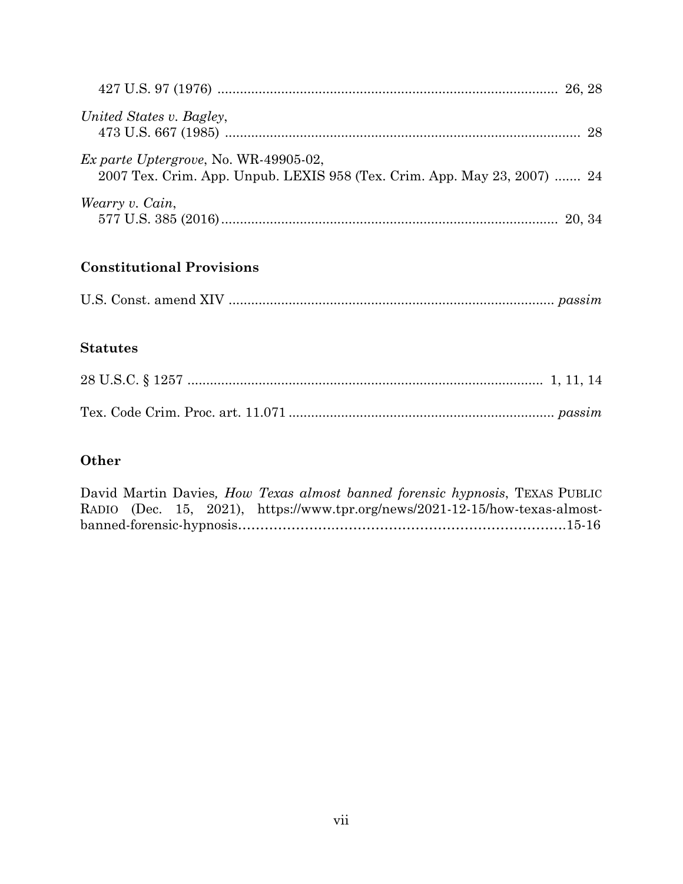427 U.S. 97 (1976) .......................................................................................... 26, 28

*United States v. Bagley*,
473 U.S. 667 (1985) .............................................................................................. 28

*Ex parte Uptergrove*, No. WR-49905-02,
2007 Tex. Crim. App. Unpub. LEXIS 958 (Tex. Crim. App. May 23, 2007) ....... 24

*Wearry v. Cain*,
577 U.S. 385 (2016)......................................................................................... 20, 34

### Constitutional Provisions

U.S. Const. amend XIV ....................................................................................... *passim*

### Statutes

28 U.S.C. § 1257 ............................................................................................. 1, 11, 14

Tex. Code Crim. Proc. art. 11.071 ...................................................................... *passim*

### Other

David Martin Davies, *How Texas almost banned forensic hypnosis*, TEXAS PUBLIC RADIO (Dec. 15, 2021), https://www.tpr.org/news/2021-12-15/how-texas-almost-banned-forensic-hypnosis……………………………………………………………………15-16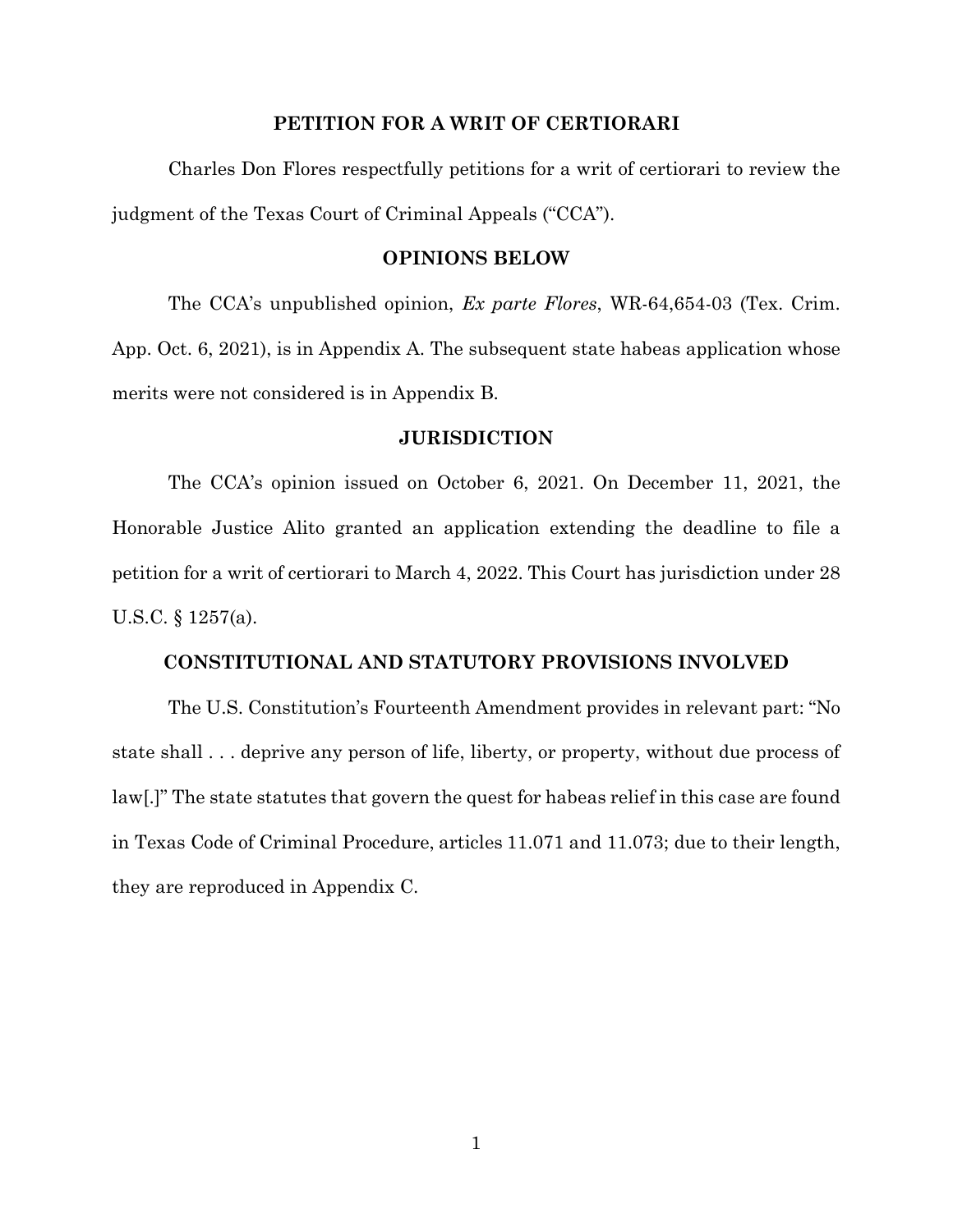## PETITION FOR A WRIT OF CERTIORARI

Charles Don Flores respectfully petitions for a writ of certiorari to review the judgment of the Texas Court of Criminal Appeals ("CCA").

## OPINIONS BELOW

The CCA's unpublished opinion, *Ex parte Flores*, WR-64,654-03 (Tex. Crim. App. Oct. 6, 2021), is in Appendix A. The subsequent state habeas application whose merits were not considered is in Appendix B.

## JURISDICTION

The CCA's opinion issued on October 6, 2021. On December 11, 2021, the Honorable Justice Alito granted an application extending the deadline to file a petition for a writ of certiorari to March 4, 2022. This Court has jurisdiction under 28 U.S.C. § 1257(a).

## CONSTITUTIONAL AND STATUTORY PROVISIONS INVOLVED

The U.S. Constitution's Fourteenth Amendment provides in relevant part: "No state shall . . . deprive any person of life, liberty, or property, without due process of law[.]" The state statutes that govern the quest for habeas relief in this case are found in Texas Code of Criminal Procedure, articles 11.071 and 11.073; due to their length, they are reproduced in Appendix C.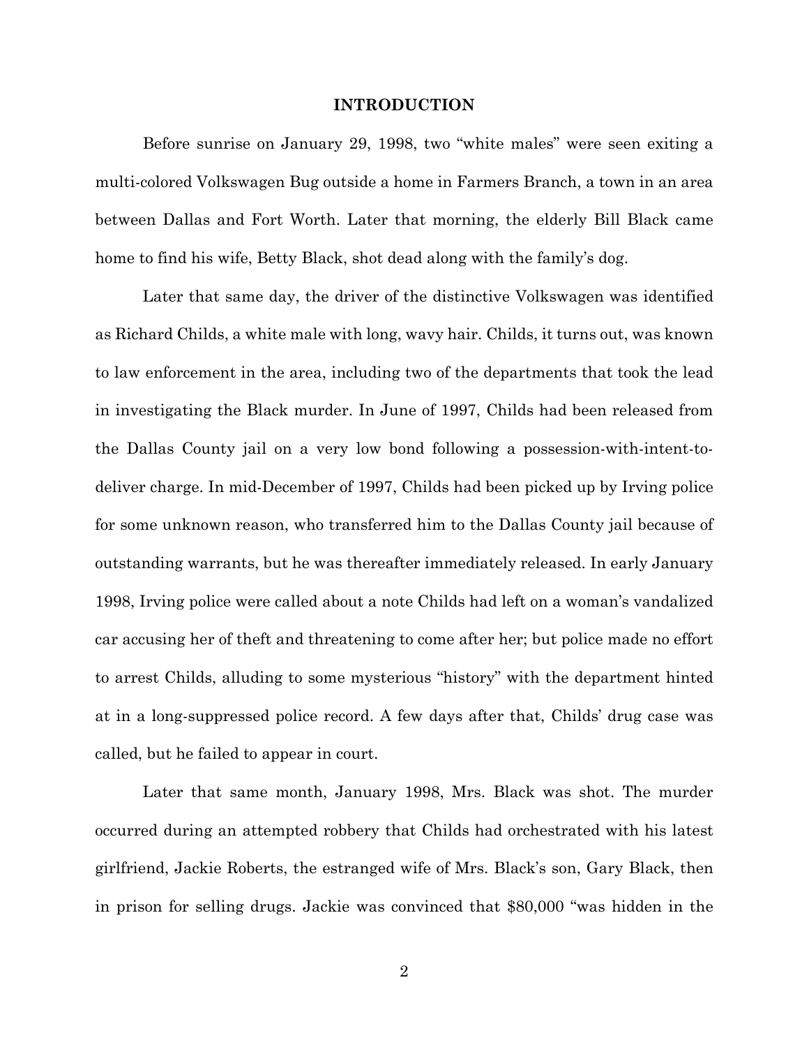## INTRODUCTION

Before sunrise on January 29, 1998, two "white males" were seen exiting a multi-colored Volkswagen Bug outside a home in Farmers Branch, a town in an area between Dallas and Fort Worth. Later that morning, the elderly Bill Black came home to find his wife, Betty Black, shot dead along with the family's dog.

Later that same day, the driver of the distinctive Volkswagen was identified as Richard Childs, a white male with long, wavy hair. Childs, it turns out, was known to law enforcement in the area, including two of the departments that took the lead in investigating the Black murder. In June of 1997, Childs had been released from the Dallas County jail on a very low bond following a possession-with-intent-to-deliver charge. In mid-December of 1997, Childs had been picked up by Irving police for some unknown reason, who transferred him to the Dallas County jail because of outstanding warrants, but he was thereafter immediately released. In early January 1998, Irving police were called about a note Childs had left on a woman's vandalized car accusing her of theft and threatening to come after her; but police made no effort to arrest Childs, alluding to some mysterious "history" with the department hinted at in a long-suppressed police record. A few days after that, Childs' drug case was called, but he failed to appear in court.

Later that same month, January 1998, Mrs. Black was shot. The murder occurred during an attempted robbery that Childs had orchestrated with his latest girlfriend, Jackie Roberts, the estranged wife of Mrs. Black's son, Gary Black, then in prison for selling drugs. Jackie was convinced that $80,000 "was hidden in the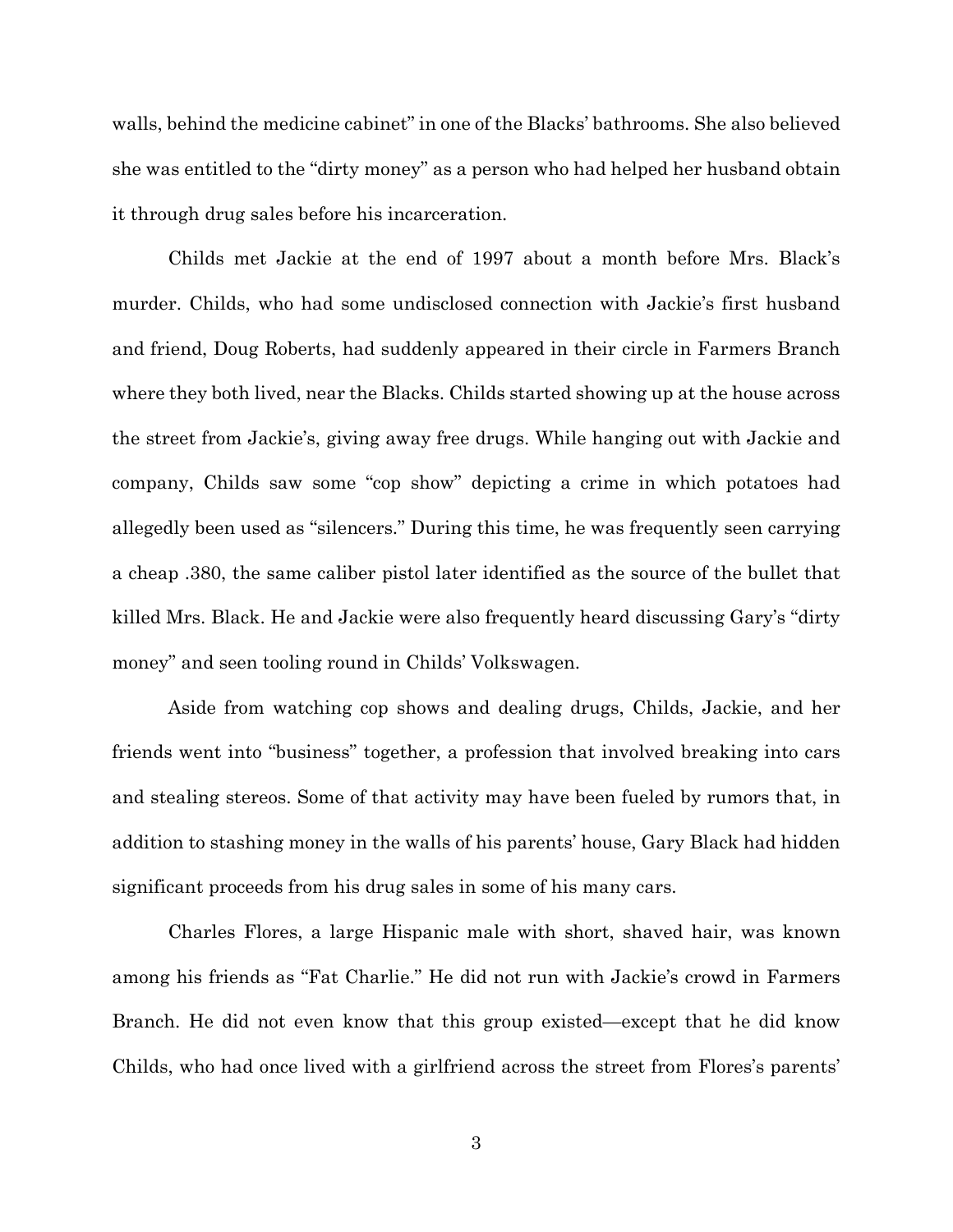walls, behind the medicine cabinet" in one of the Blacks' bathrooms. She also believed she was entitled to the "dirty money" as a person who had helped her husband obtain it through drug sales before his incarceration.

Childs met Jackie at the end of 1997 about a month before Mrs. Black's murder. Childs, who had some undisclosed connection with Jackie's first husband and friend, Doug Roberts, had suddenly appeared in their circle in Farmers Branch where they both lived, near the Blacks. Childs started showing up at the house across the street from Jackie's, giving away free drugs. While hanging out with Jackie and company, Childs saw some "cop show" depicting a crime in which potatoes had allegedly been used as "silencers." During this time, he was frequently seen carrying a cheap .380, the same caliber pistol later identified as the source of the bullet that killed Mrs. Black. He and Jackie were also frequently heard discussing Gary's "dirty money" and seen tooling round in Childs' Volkswagen.

Aside from watching cop shows and dealing drugs, Childs, Jackie, and her friends went into "business" together, a profession that involved breaking into cars and stealing stereos. Some of that activity may have been fueled by rumors that, in addition to stashing money in the walls of his parents' house, Gary Black had hidden significant proceeds from his drug sales in some of his many cars.

Charles Flores, a large Hispanic male with short, shaved hair, was known among his friends as "Fat Charlie." He did not run with Jackie's crowd in Farmers Branch. He did not even know that this group existed—except that he did know Childs, who had once lived with a girlfriend across the street from Flores's parents'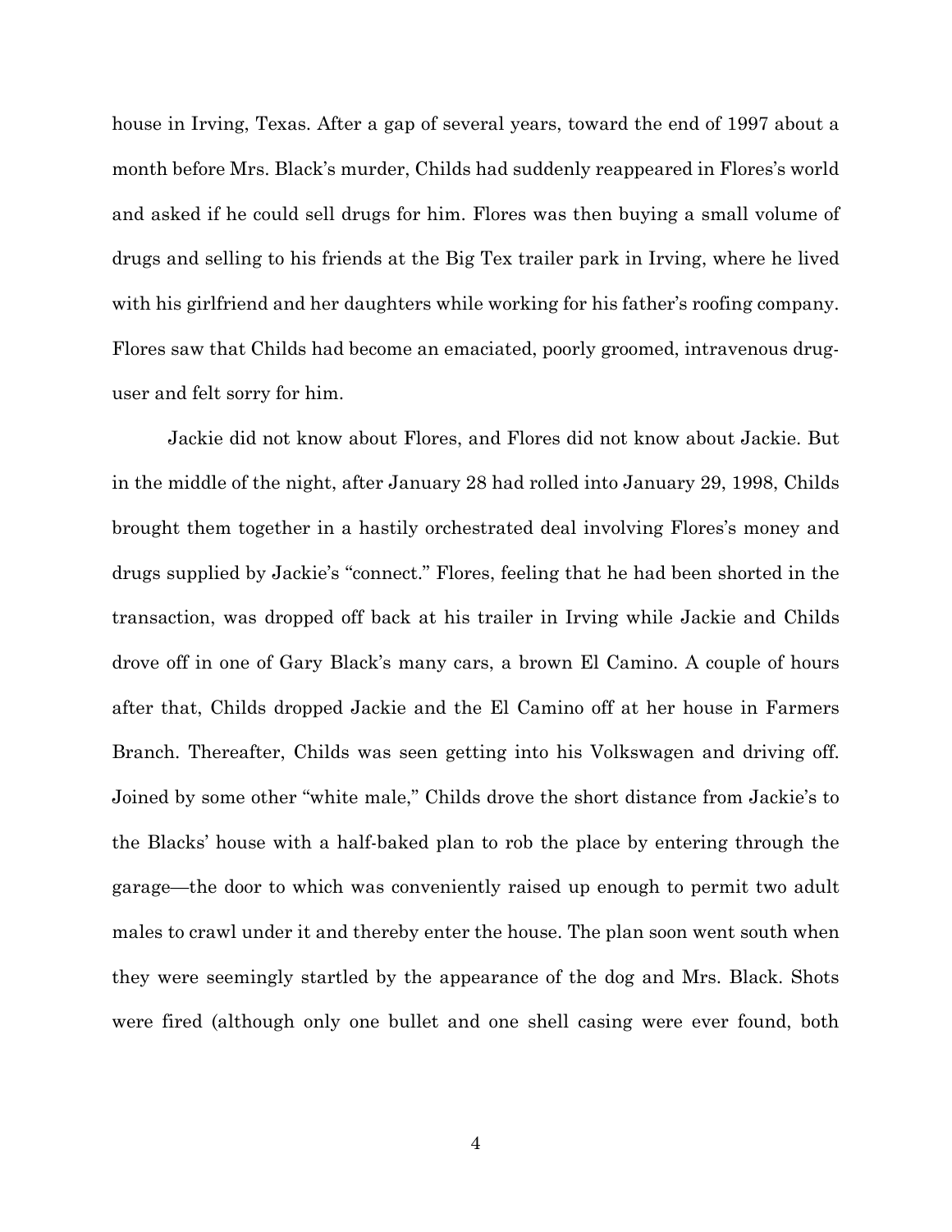house in Irving, Texas. After a gap of several years, toward the end of 1997 about a month before Mrs. Black's murder, Childs had suddenly reappeared in Flores's world and asked if he could sell drugs for him. Flores was then buying a small volume of drugs and selling to his friends at the Big Tex trailer park in Irving, where he lived with his girlfriend and her daughters while working for his father's roofing company. Flores saw that Childs had become an emaciated, poorly groomed, intravenous drug-user and felt sorry for him.

Jackie did not know about Flores, and Flores did not know about Jackie. But in the middle of the night, after January 28 had rolled into January 29, 1998, Childs brought them together in a hastily orchestrated deal involving Flores's money and drugs supplied by Jackie's "connect." Flores, feeling that he had been shorted in the transaction, was dropped off back at his trailer in Irving while Jackie and Childs drove off in one of Gary Black's many cars, a brown El Camino. A couple of hours after that, Childs dropped Jackie and the El Camino off at her house in Farmers Branch. Thereafter, Childs was seen getting into his Volkswagen and driving off. Joined by some other "white male," Childs drove the short distance from Jackie's to the Blacks' house with a half-baked plan to rob the place by entering through the garage—the door to which was conveniently raised up enough to permit two adult males to crawl under it and thereby enter the house. The plan soon went south when they were seemingly startled by the appearance of the dog and Mrs. Black. Shots were fired (although only one bullet and one shell casing were ever found, both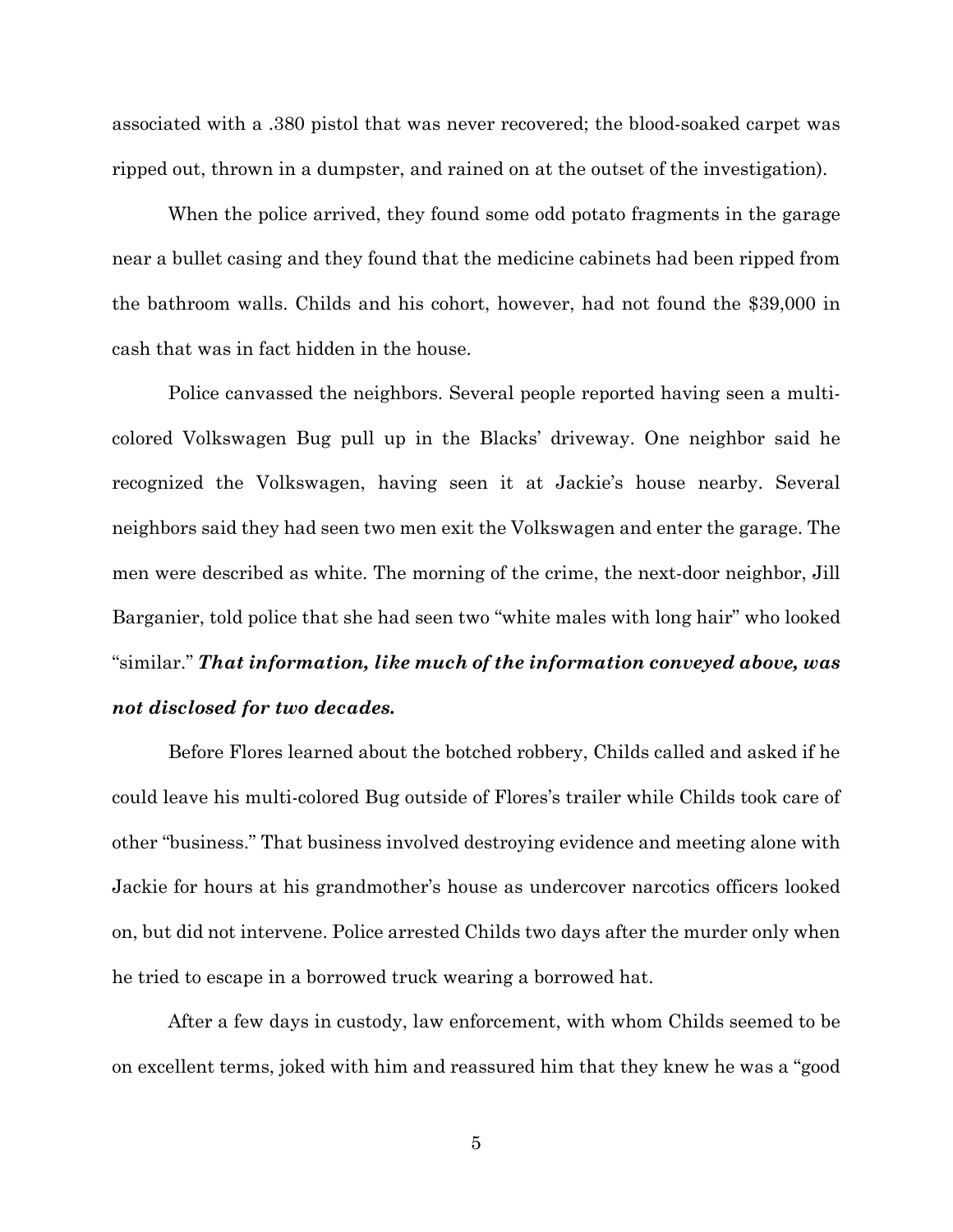associated with a .380 pistol that was never recovered; the blood-soaked carpet was ripped out, thrown in a dumpster, and rained on at the outset of the investigation).

When the police arrived, they found some odd potato fragments in the garage near a bullet casing and they found that the medicine cabinets had been ripped from the bathroom walls. Childs and his cohort, however, had not found the $39,000 in cash that was in fact hidden in the house.

Police canvassed the neighbors. Several people reported having seen a multi-colored Volkswagen Bug pull up in the Blacks' driveway. One neighbor said he recognized the Volkswagen, having seen it at Jackie's house nearby. Several neighbors said they had seen two men exit the Volkswagen and enter the garage. The men were described as white. The morning of the crime, the next-door neighbor, Jill Barganier, told police that she had seen two "white males with long hair" who looked "similar." ***That information, like much of the information conveyed above, was not disclosed for two decades.***

Before Flores learned about the botched robbery, Childs called and asked if he could leave his multi-colored Bug outside of Flores's trailer while Childs took care of other "business." That business involved destroying evidence and meeting alone with Jackie for hours at his grandmother's house as undercover narcotics officers looked on, but did not intervene. Police arrested Childs two days after the murder only when he tried to escape in a borrowed truck wearing a borrowed hat.

After a few days in custody, law enforcement, with whom Childs seemed to be on excellent terms, joked with him and reassured him that they knew he was a "good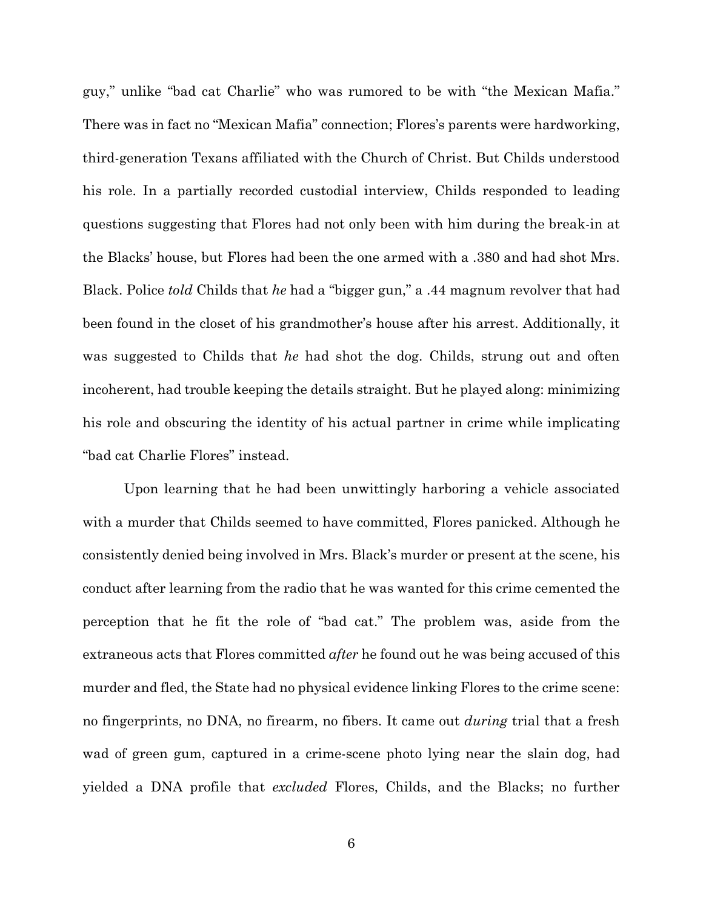guy," unlike "bad cat Charlie" who was rumored to be with "the Mexican Mafia." There was in fact no "Mexican Mafia" connection; Flores's parents were hardworking, third-generation Texans affiliated with the Church of Christ. But Childs understood his role. In a partially recorded custodial interview, Childs responded to leading questions suggesting that Flores had not only been with him during the break-in at the Blacks' house, but Flores had been the one armed with a .380 and had shot Mrs. Black. Police *told* Childs that *he* had a "bigger gun," a .44 magnum revolver that had been found in the closet of his grandmother's house after his arrest. Additionally, it was suggested to Childs that *he* had shot the dog. Childs, strung out and often incoherent, had trouble keeping the details straight. But he played along: minimizing his role and obscuring the identity of his actual partner in crime while implicating "bad cat Charlie Flores" instead.

Upon learning that he had been unwittingly harboring a vehicle associated with a murder that Childs seemed to have committed, Flores panicked. Although he consistently denied being involved in Mrs. Black's murder or present at the scene, his conduct after learning from the radio that he was wanted for this crime cemented the perception that he fit the role of "bad cat." The problem was, aside from the extraneous acts that Flores committed *after* he found out he was being accused of this murder and fled, the State had no physical evidence linking Flores to the crime scene: no fingerprints, no DNA, no firearm, no fibers. It came out *during* trial that a fresh wad of green gum, captured in a crime-scene photo lying near the slain dog, had yielded a DNA profile that *excluded* Flores, Childs, and the Blacks; no further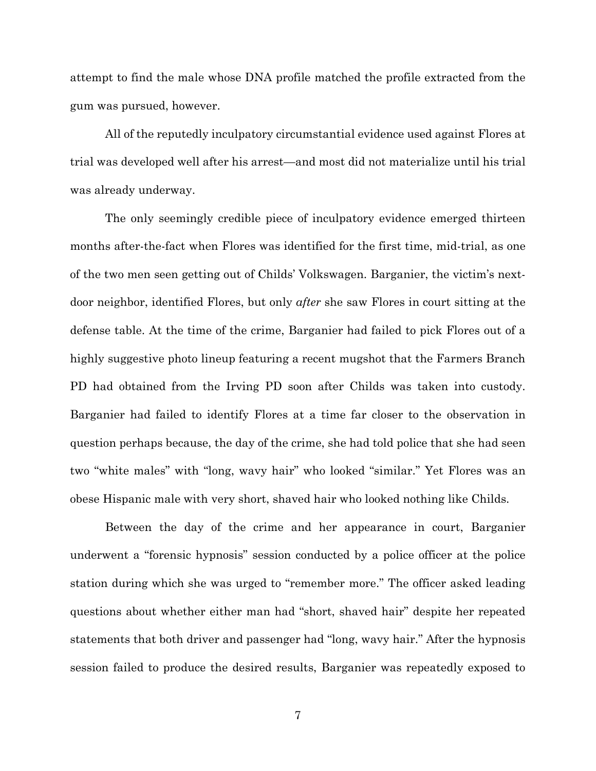attempt to find the male whose DNA profile matched the profile extracted from the gum was pursued, however.

All of the reputedly inculpatory circumstantial evidence used against Flores at trial was developed well after his arrest—and most did not materialize until his trial was already underway.

The only seemingly credible piece of inculpatory evidence emerged thirteen months after-the-fact when Flores was identified for the first time, mid-trial, as one of the two men seen getting out of Childs' Volkswagen. Barganier, the victim's next-door neighbor, identified Flores, but only *after* she saw Flores in court sitting at the defense table. At the time of the crime, Barganier had failed to pick Flores out of a highly suggestive photo lineup featuring a recent mugshot that the Farmers Branch PD had obtained from the Irving PD soon after Childs was taken into custody. Barganier had failed to identify Flores at a time far closer to the observation in question perhaps because, the day of the crime, she had told police that she had seen two "white males" with "long, wavy hair" who looked "similar." Yet Flores was an obese Hispanic male with very short, shaved hair who looked nothing like Childs.

Between the day of the crime and her appearance in court, Barganier underwent a "forensic hypnosis" session conducted by a police officer at the police station during which she was urged to "remember more." The officer asked leading questions about whether either man had "short, shaved hair" despite her repeated statements that both driver and passenger had "long, wavy hair." After the hypnosis session failed to produce the desired results, Barganier was repeatedly exposed to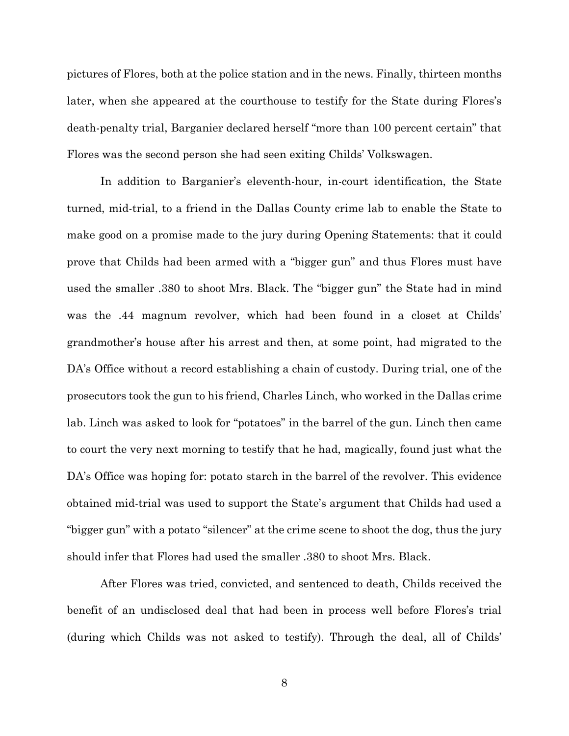pictures of Flores, both at the police station and in the news. Finally, thirteen months later, when she appeared at the courthouse to testify for the State during Flores's death-penalty trial, Barganier declared herself "more than 100 percent certain" that Flores was the second person she had seen exiting Childs' Volkswagen.

In addition to Barganier's eleventh-hour, in-court identification, the State turned, mid-trial, to a friend in the Dallas County crime lab to enable the State to make good on a promise made to the jury during Opening Statements: that it could prove that Childs had been armed with a "bigger gun" and thus Flores must have used the smaller .380 to shoot Mrs. Black. The "bigger gun" the State had in mind was the .44 magnum revolver, which had been found in a closet at Childs' grandmother's house after his arrest and then, at some point, had migrated to the DA's Office without a record establishing a chain of custody. During trial, one of the prosecutors took the gun to his friend, Charles Linch, who worked in the Dallas crime lab. Linch was asked to look for "potatoes" in the barrel of the gun. Linch then came to court the very next morning to testify that he had, magically, found just what the DA's Office was hoping for: potato starch in the barrel of the revolver. This evidence obtained mid-trial was used to support the State's argument that Childs had used a "bigger gun" with a potato "silencer" at the crime scene to shoot the dog, thus the jury should infer that Flores had used the smaller .380 to shoot Mrs. Black.

After Flores was tried, convicted, and sentenced to death, Childs received the benefit of an undisclosed deal that had been in process well before Flores's trial (during which Childs was not asked to testify). Through the deal, all of Childs'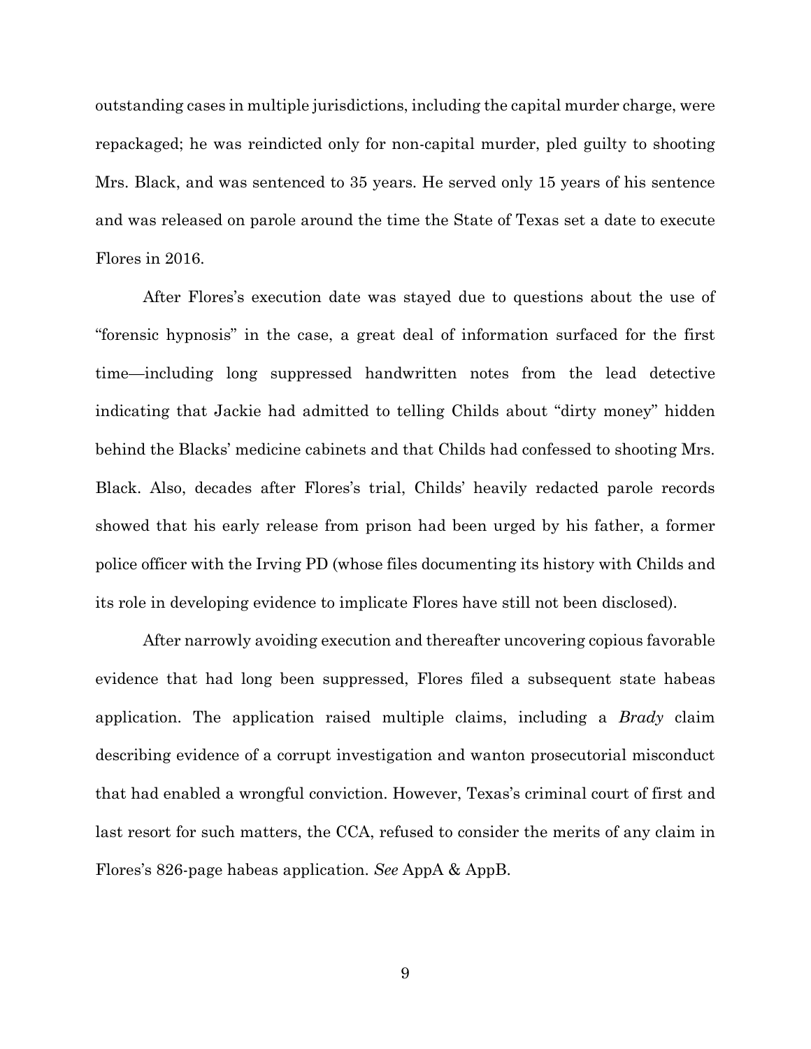outstanding cases in multiple jurisdictions, including the capital murder charge, were repackaged; he was reindicted only for non-capital murder, pled guilty to shooting Mrs. Black, and was sentenced to 35 years. He served only 15 years of his sentence and was released on parole around the time the State of Texas set a date to execute Flores in 2016.

After Flores's execution date was stayed due to questions about the use of "forensic hypnosis" in the case, a great deal of information surfaced for the first time—including long suppressed handwritten notes from the lead detective indicating that Jackie had admitted to telling Childs about "dirty money" hidden behind the Blacks' medicine cabinets and that Childs had confessed to shooting Mrs. Black. Also, decades after Flores's trial, Childs' heavily redacted parole records showed that his early release from prison had been urged by his father, a former police officer with the Irving PD (whose files documenting its history with Childs and its role in developing evidence to implicate Flores have still not been disclosed).

After narrowly avoiding execution and thereafter uncovering copious favorable evidence that had long been suppressed, Flores filed a subsequent state habeas application. The application raised multiple claims, including a *Brady* claim describing evidence of a corrupt investigation and wanton prosecutorial misconduct that had enabled a wrongful conviction. However, Texas's criminal court of first and last resort for such matters, the CCA, refused to consider the merits of any claim in Flores's 826-page habeas application. *See* AppA & AppB.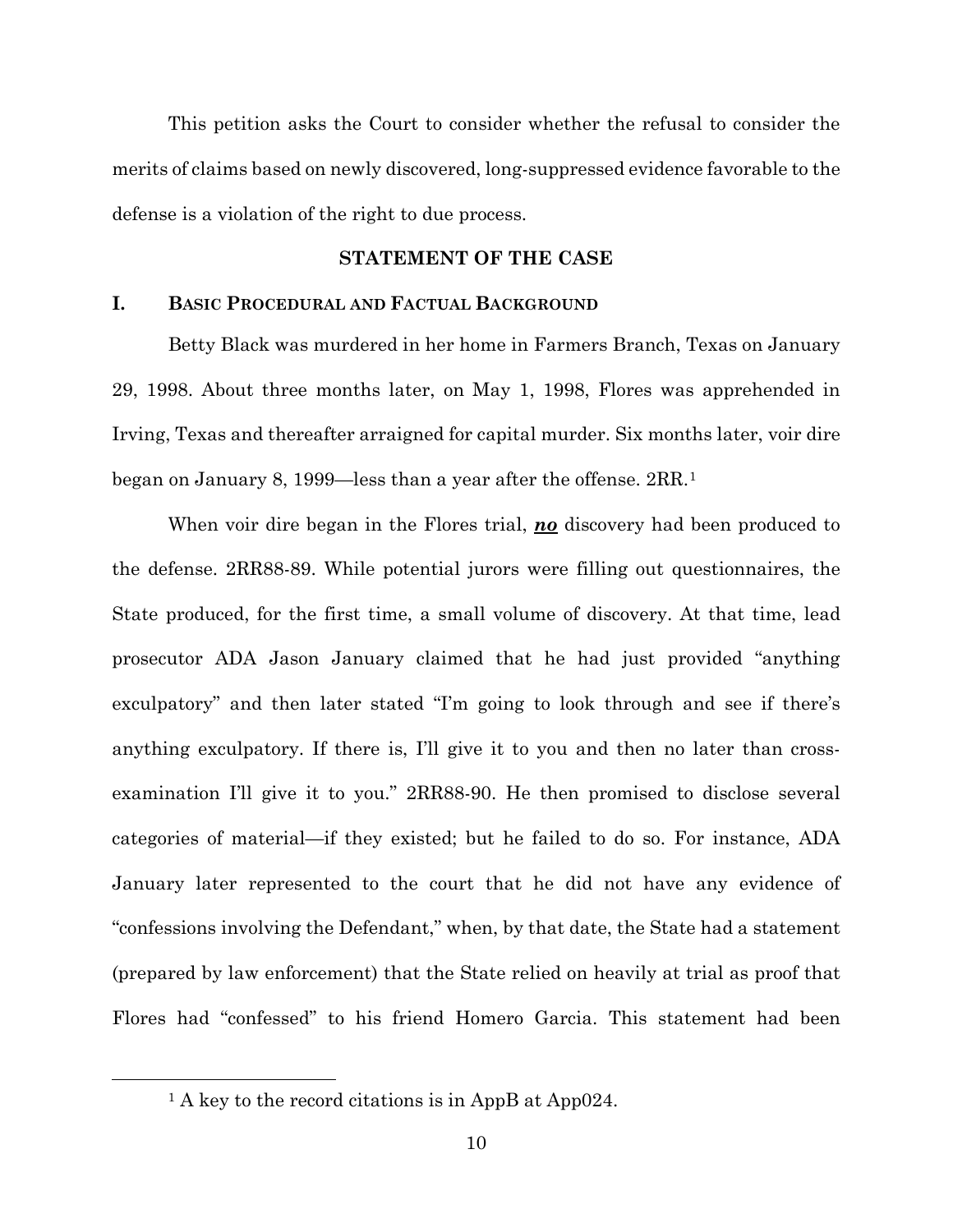This petition asks the Court to consider whether the refusal to consider the merits of claims based on newly discovered, long-suppressed evidence favorable to the defense is a violation of the right to due process.

## STATEMENT OF THE CASE

### I. Basic Procedural and Factual Background

Betty Black was murdered in her home in Farmers Branch, Texas on January 29, 1998. About three months later, on May 1, 1998, Flores was apprehended in Irving, Texas and thereafter arraigned for capital murder. Six months later, voir dire began on January 8, 1999—less than a year after the offense. 2RR.[1]

When voir dire began in the Flores trial, ***no*** discovery had been produced to the defense. 2RR88-89. While potential jurors were filling out questionnaires, the State produced, for the first time, a small volume of discovery. At that time, lead prosecutor ADA Jason January claimed that he had just provided "anything exculpatory" and then later stated "I'm going to look through and see if there's anything exculpatory. If there is, I'll give it to you and then no later than cross-examination I'll give it to you." 2RR88-90. He then promised to disclose several categories of material—if they existed; but he failed to do so. For instance, ADA January later represented to the court that he did not have any evidence of "confessions involving the Defendant," when, by that date, the State had a statement (prepared by law enforcement) that the State relied on heavily at trial as proof that Flores had "confessed" to his friend Homero Garcia. This statement had been

[1] A key to the record citations is in AppB at App024.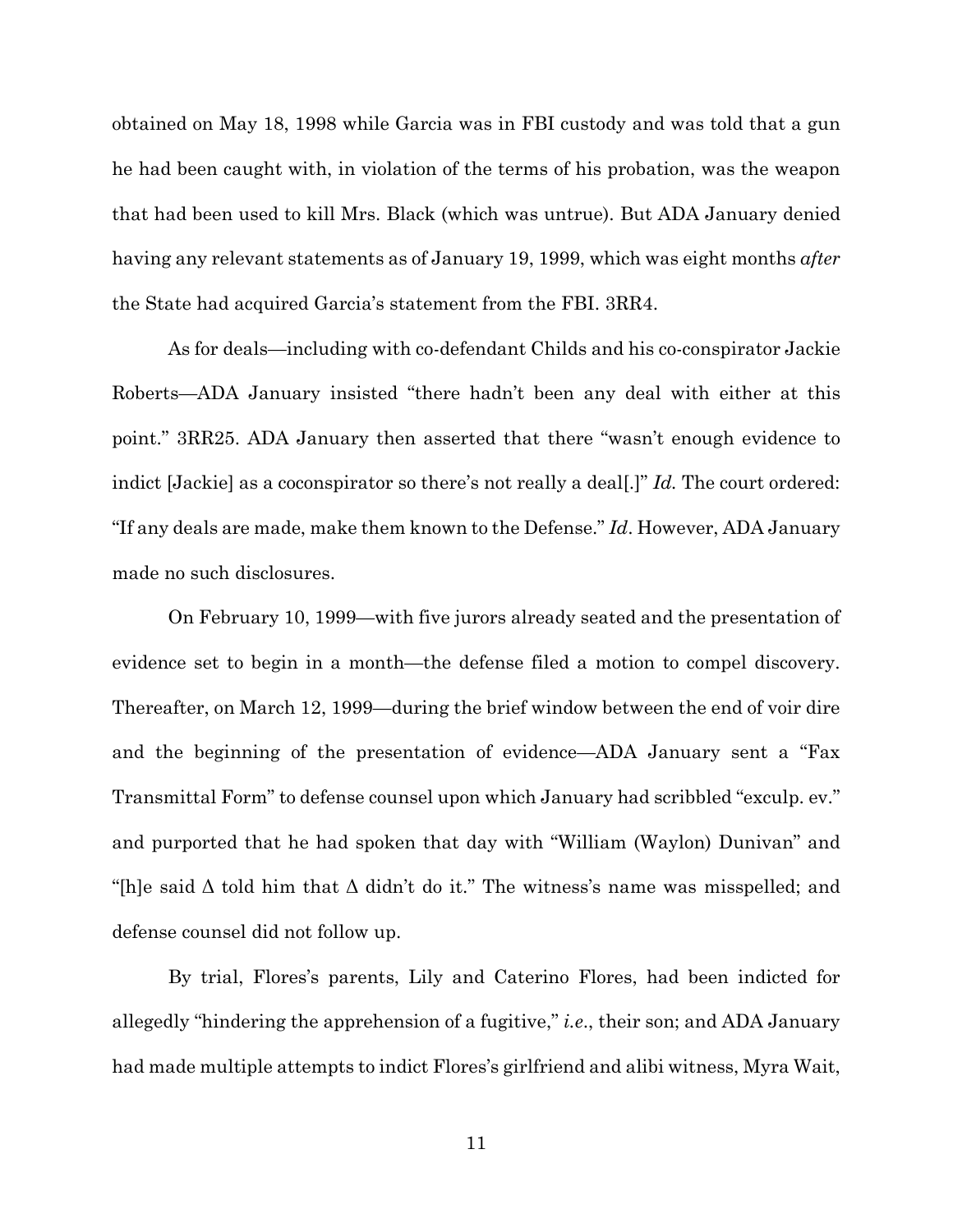obtained on May 18, 1998 while Garcia was in FBI custody and was told that a gun he had been caught with, in violation of the terms of his probation, was the weapon that had been used to kill Mrs. Black (which was untrue). But ADA January denied having any relevant statements as of January 19, 1999, which was eight months *after* the State had acquired Garcia's statement from the FBI. 3RR4.

As for deals—including with co-defendant Childs and his co-conspirator Jackie Roberts—ADA January insisted "there hadn't been any deal with either at this point." 3RR25. ADA January then asserted that there "wasn't enough evidence to indict [Jackie] as a coconspirator so there's not really a deal[.]" *Id.* The court ordered: "If any deals are made, make them known to the Defense." *Id*. However, ADA January made no such disclosures.

On February 10, 1999—with five jurors already seated and the presentation of evidence set to begin in a month—the defense filed a motion to compel discovery. Thereafter, on March 12, 1999—during the brief window between the end of voir dire and the beginning of the presentation of evidence—ADA January sent a "Fax Transmittal Form" to defense counsel upon which January had scribbled "exculp. ev." and purported that he had spoken that day with "William (Waylon) Dunivan" and "[h]e said Δ told him that Δ didn't do it." The witness's name was misspelled; and defense counsel did not follow up.

By trial, Flores's parents, Lily and Caterino Flores, had been indicted for allegedly "hindering the apprehension of a fugitive," *i.e.*, their son; and ADA January had made multiple attempts to indict Flores's girlfriend and alibi witness, Myra Wait,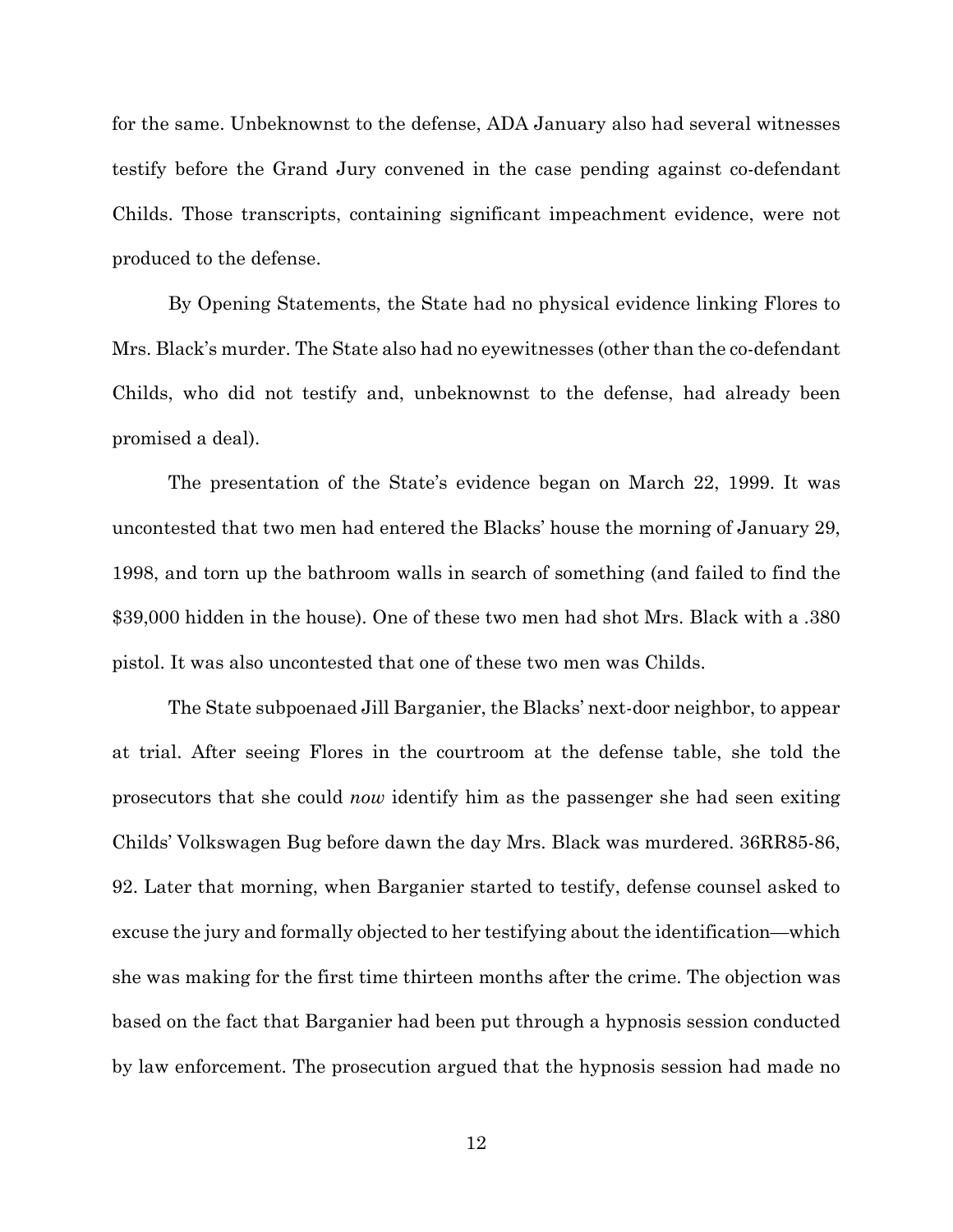for the same. Unbeknownst to the defense, ADA January also had several witnesses testify before the Grand Jury convened in the case pending against co-defendant Childs. Those transcripts, containing significant impeachment evidence, were not produced to the defense.

By Opening Statements, the State had no physical evidence linking Flores to Mrs. Black's murder. The State also had no eyewitnesses (other than the co-defendant Childs, who did not testify and, unbeknownst to the defense, had already been promised a deal).

The presentation of the State's evidence began on March 22, 1999. It was uncontested that two men had entered the Blacks' house the morning of January 29, 1998, and torn up the bathroom walls in search of something (and failed to find the $39,000 hidden in the house). One of these two men had shot Mrs. Black with a .380 pistol. It was also uncontested that one of these two men was Childs.

The State subpoenaed Jill Barganier, the Blacks' next-door neighbor, to appear at trial. After seeing Flores in the courtroom at the defense table, she told the prosecutors that she could *now* identify him as the passenger she had seen exiting Childs' Volkswagen Bug before dawn the day Mrs. Black was murdered. 36RR85-86, 92. Later that morning, when Barganier started to testify, defense counsel asked to excuse the jury and formally objected to her testifying about the identification—which she was making for the first time thirteen months after the crime. The objection was based on the fact that Barganier had been put through a hypnosis session conducted by law enforcement. The prosecution argued that the hypnosis session had made no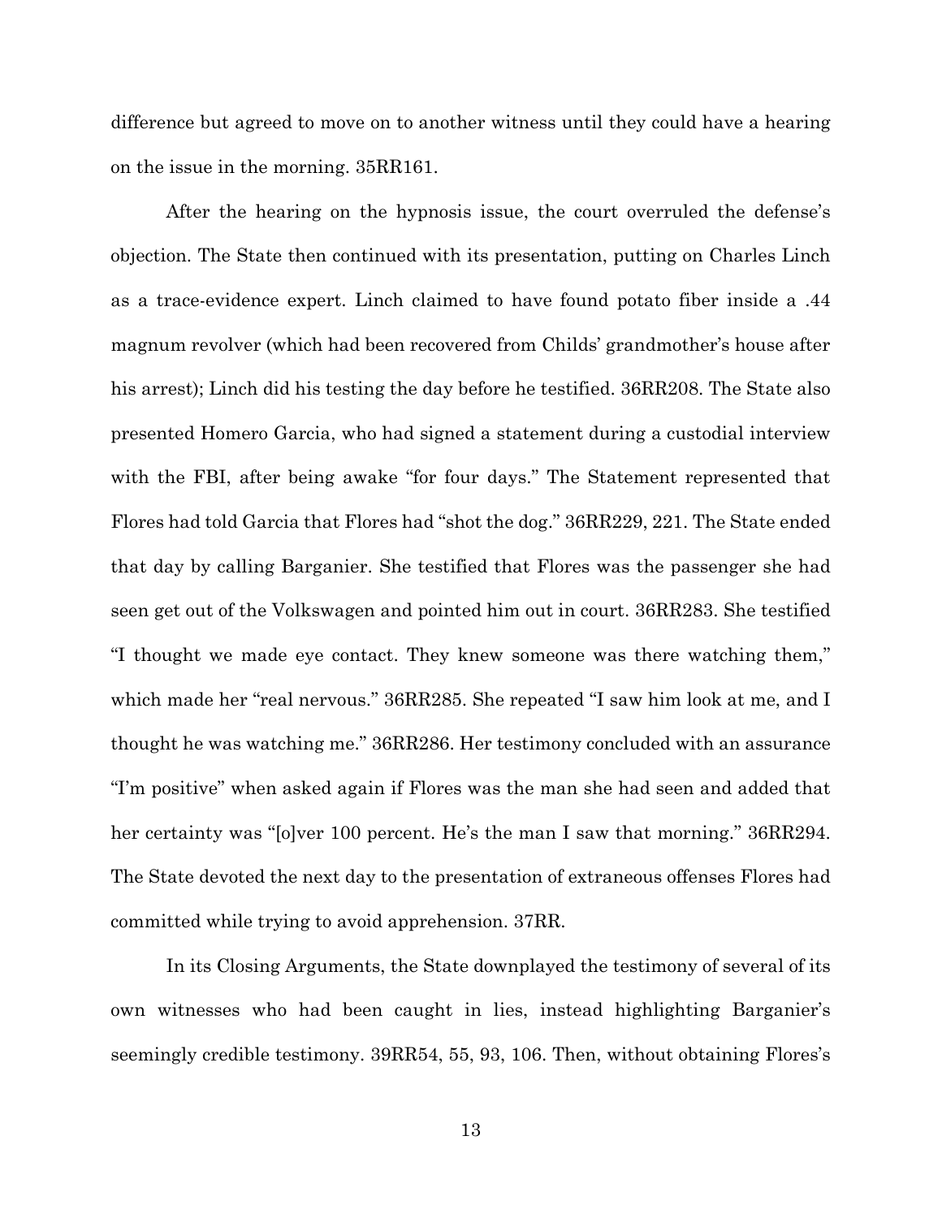difference but agreed to move on to another witness until they could have a hearing on the issue in the morning. 35RR161.

After the hearing on the hypnosis issue, the court overruled the defense's objection. The State then continued with its presentation, putting on Charles Linch as a trace-evidence expert. Linch claimed to have found potato fiber inside a .44 magnum revolver (which had been recovered from Childs' grandmother's house after his arrest); Linch did his testing the day before he testified. 36RR208. The State also presented Homero Garcia, who had signed a statement during a custodial interview with the FBI, after being awake "for four days." The Statement represented that Flores had told Garcia that Flores had "shot the dog." 36RR229, 221. The State ended that day by calling Barganier. She testified that Flores was the passenger she had seen get out of the Volkswagen and pointed him out in court. 36RR283. She testified "I thought we made eye contact. They knew someone was there watching them," which made her "real nervous." 36RR285. She repeated "I saw him look at me, and I thought he was watching me." 36RR286. Her testimony concluded with an assurance "I'm positive" when asked again if Flores was the man she had seen and added that her certainty was "[o]ver 100 percent. He's the man I saw that morning." 36RR294. The State devoted the next day to the presentation of extraneous offenses Flores had committed while trying to avoid apprehension. 37RR.

In its Closing Arguments, the State downplayed the testimony of several of its own witnesses who had been caught in lies, instead highlighting Barganier's seemingly credible testimony. 39RR54, 55, 93, 106. Then, without obtaining Flores's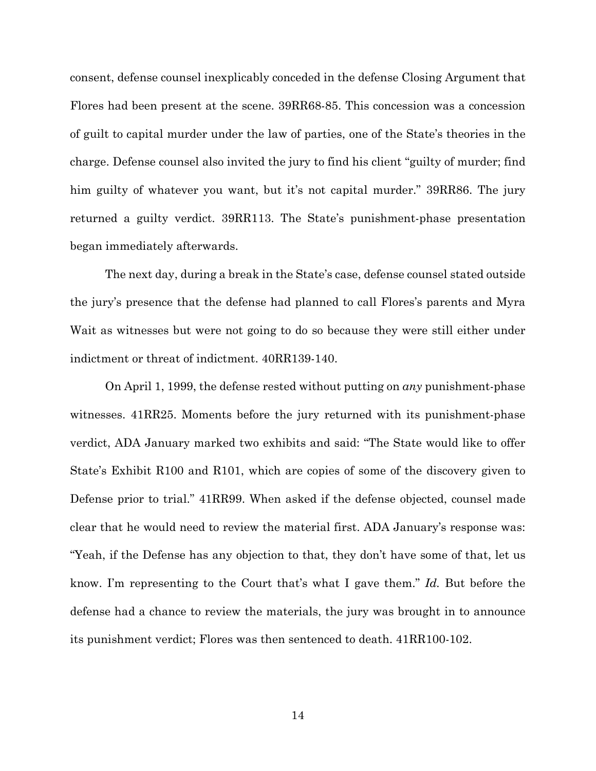consent, defense counsel inexplicably conceded in the defense Closing Argument that Flores had been present at the scene. 39RR68-85. This concession was a concession of guilt to capital murder under the law of parties, one of the State's theories in the charge. Defense counsel also invited the jury to find his client "guilty of murder; find him guilty of whatever you want, but it's not capital murder." 39RR86. The jury returned a guilty verdict. 39RR113. The State's punishment-phase presentation began immediately afterwards.

The next day, during a break in the State's case, defense counsel stated outside the jury's presence that the defense had planned to call Flores's parents and Myra Wait as witnesses but were not going to do so because they were still either under indictment or threat of indictment. 40RR139-140.

On April 1, 1999, the defense rested without putting on *any* punishment-phase witnesses. 41RR25. Moments before the jury returned with its punishment-phase verdict, ADA January marked two exhibits and said: "The State would like to offer State's Exhibit R100 and R101, which are copies of some of the discovery given to Defense prior to trial." 41RR99. When asked if the defense objected, counsel made clear that he would need to review the material first. ADA January's response was: "Yeah, if the Defense has any objection to that, they don't have some of that, let us know. I'm representing to the Court that's what I gave them." *Id.* But before the defense had a chance to review the materials, the jury was brought in to announce its punishment verdict; Flores was then sentenced to death. 41RR100-102.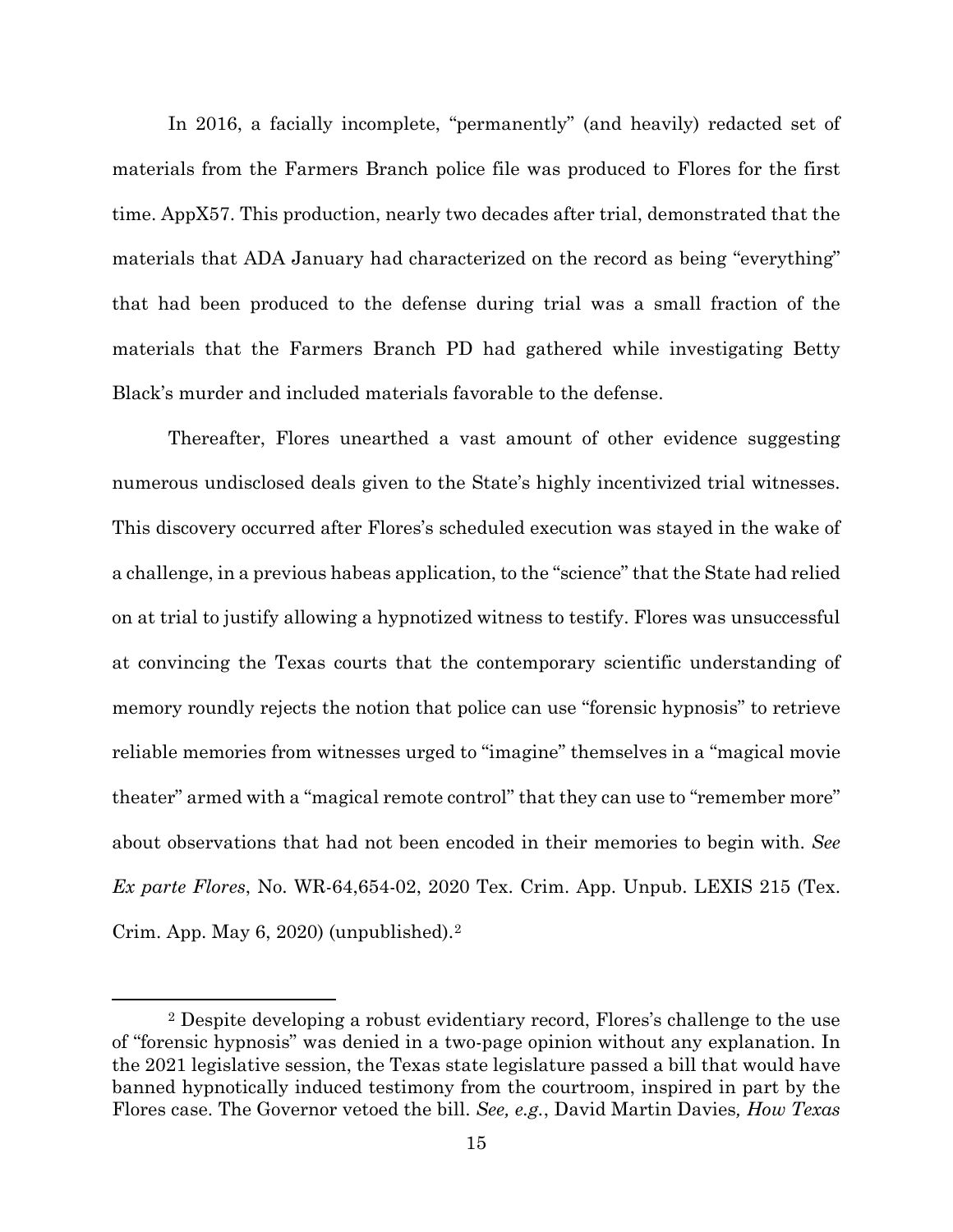In 2016, a facially incomplete, "permanently" (and heavily) redacted set of materials from the Farmers Branch police file was produced to Flores for the first time. AppX57. This production, nearly two decades after trial, demonstrated that the materials that ADA January had characterized on the record as being "everything" that had been produced to the defense during trial was a small fraction of the materials that the Farmers Branch PD had gathered while investigating Betty Black's murder and included materials favorable to the defense.

Thereafter, Flores unearthed a vast amount of other evidence suggesting numerous undisclosed deals given to the State's highly incentivized trial witnesses. This discovery occurred after Flores's scheduled execution was stayed in the wake of a challenge, in a previous habeas application, to the "science" that the State had relied on at trial to justify allowing a hypnotized witness to testify. Flores was unsuccessful at convincing the Texas courts that the contemporary scientific understanding of memory roundly rejects the notion that police can use "forensic hypnosis" to retrieve reliable memories from witnesses urged to "imagine" themselves in a "magical movie theater" armed with a "magical remote control" that they can use to "remember more" about observations that had not been encoded in their memories to begin with. *See Ex parte Flores*, No. WR-64,654-02, 2020 Tex. Crim. App. Unpub. LEXIS 215 (Tex. Crim. App. May 6, 2020) (unpublished).[2]

---

[2] Despite developing a robust evidentiary record, Flores's challenge to the use of "forensic hypnosis" was denied in a two-page opinion without any explanation. In the 2021 legislative session, the Texas state legislature passed a bill that would have banned hypnotically induced testimony from the courtroom, inspired in part by the Flores case. The Governor vetoed the bill. *See, e.g.*, David Martin Davies*, How Texas*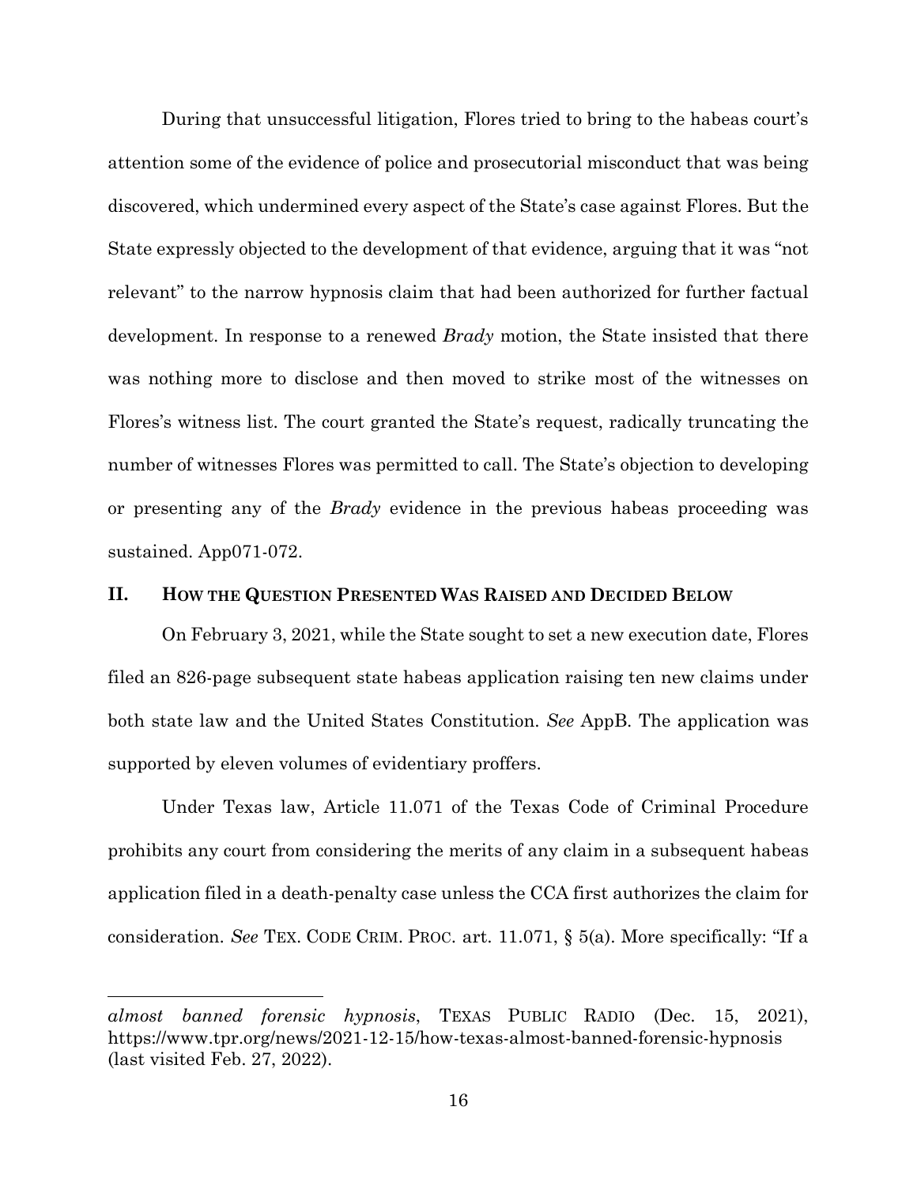During that unsuccessful litigation, Flores tried to bring to the habeas court's attention some of the evidence of police and prosecutorial misconduct that was being discovered, which undermined every aspect of the State's case against Flores. But the State expressly objected to the development of that evidence, arguing that it was "not relevant" to the narrow hypnosis claim that had been authorized for further factual development. In response to a renewed *Brady* motion, the State insisted that there was nothing more to disclose and then moved to strike most of the witnesses on Flores's witness list. The court granted the State's request, radically truncating the number of witnesses Flores was permitted to call. The State's objection to developing or presenting any of the *Brady* evidence in the previous habeas proceeding was sustained. App071-072.

## II. How the Question Presented Was Raised and Decided Below

On February 3, 2021, while the State sought to set a new execution date, Flores filed an 826-page subsequent state habeas application raising ten new claims under both state law and the United States Constitution. *See* AppB. The application was supported by eleven volumes of evidentiary proffers.

Under Texas law, Article 11.071 of the Texas Code of Criminal Procedure prohibits any court from considering the merits of any claim in a subsequent habeas application filed in a death-penalty case unless the CCA first authorizes the claim for consideration. *See* TEX. CODE CRIM. PROC. art. 11.071, § 5(a). More specifically: "If a

---

*almost banned forensic hypnosis*, TEXAS PUBLIC RADIO (Dec. 15, 2021), https://www.tpr.org/news/2021-12-15/how-texas-almost-banned-forensic-hypnosis (last visited Feb. 27, 2022).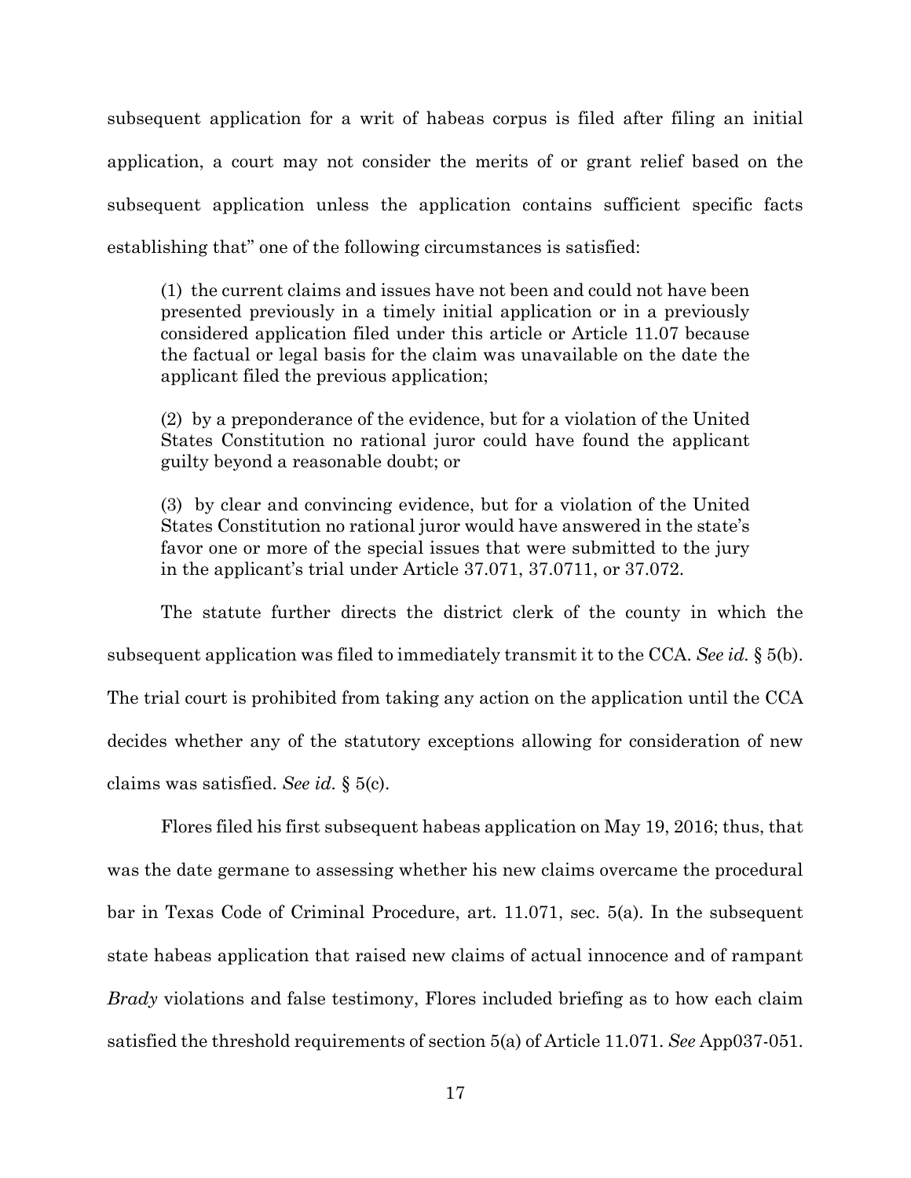subsequent application for a writ of habeas corpus is filed after filing an initial application, a court may not consider the merits of or grant relief based on the subsequent application unless the application contains sufficient specific facts establishing that" one of the following circumstances is satisfied:

> (1) the current claims and issues have not been and could not have been presented previously in a timely initial application or in a previously considered application filed under this article or Article 11.07 because the factual or legal basis for the claim was unavailable on the date the applicant filed the previous application;
>
> (2) by a preponderance of the evidence, but for a violation of the United States Constitution no rational juror could have found the applicant guilty beyond a reasonable doubt; or
>
> (3) by clear and convincing evidence, but for a violation of the United States Constitution no rational juror would have answered in the state's favor one or more of the special issues that were submitted to the jury in the applicant's trial under Article 37.071, 37.0711, or 37.072.

The statute further directs the district clerk of the county in which the subsequent application was filed to immediately transmit it to the CCA. *See id.* § 5(b). The trial court is prohibited from taking any action on the application until the CCA decides whether any of the statutory exceptions allowing for consideration of new claims was satisfied. *See id.* § 5(c).

Flores filed his first subsequent habeas application on May 19, 2016; thus, that was the date germane to assessing whether his new claims overcame the procedural bar in Texas Code of Criminal Procedure, art. 11.071, sec. 5(a). In the subsequent state habeas application that raised new claims of actual innocence and of rampant *Brady* violations and false testimony, Flores included briefing as to how each claim satisfied the threshold requirements of section 5(a) of Article 11.071. *See* App037-051.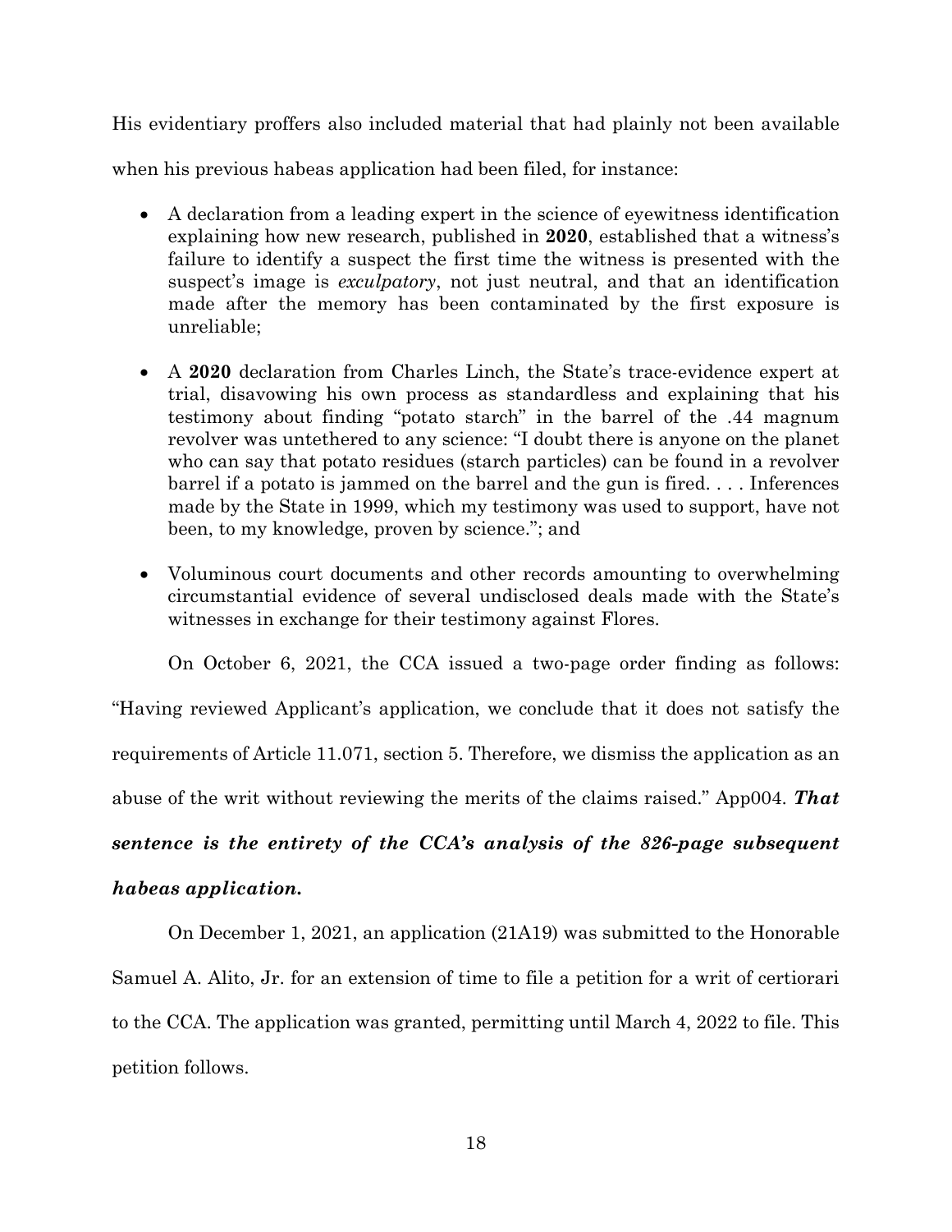His evidentiary proffers also included material that had plainly not been available when his previous habeas application had been filed, for instance:

- A declaration from a leading expert in the science of eyewitness identification explaining how new research, published in **2020**, established that a witness's failure to identify a suspect the first time the witness is presented with the suspect's image is *exculpatory*, not just neutral, and that an identification made after the memory has been contaminated by the first exposure is unreliable;

- A **2020** declaration from Charles Linch, the State's trace-evidence expert at trial, disavowing his own process as standardless and explaining that his testimony about finding "potato starch" in the barrel of the .44 magnum revolver was untethered to any science: "I doubt there is anyone on the planet who can say that potato residues (starch particles) can be found in a revolver barrel if a potato is jammed on the barrel and the gun is fired. . . . Inferences made by the State in 1999, which my testimony was used to support, have not been, to my knowledge, proven by science."; and

- Voluminous court documents and other records amounting to overwhelming circumstantial evidence of several undisclosed deals made with the State's witnesses in exchange for their testimony against Flores.

On October 6, 2021, the CCA issued a two-page order finding as follows: "Having reviewed Applicant's application, we conclude that it does not satisfy the requirements of Article 11.071, section 5. Therefore, we dismiss the application as an abuse of the writ without reviewing the merits of the claims raised." App004. ***That sentence is the entirety of the CCA's analysis of the 826-page subsequent habeas application.***

On December 1, 2021, an application (21A19) was submitted to the Honorable Samuel A. Alito, Jr. for an extension of time to file a petition for a writ of certiorari to the CCA. The application was granted, permitting until March 4, 2022 to file. This petition follows.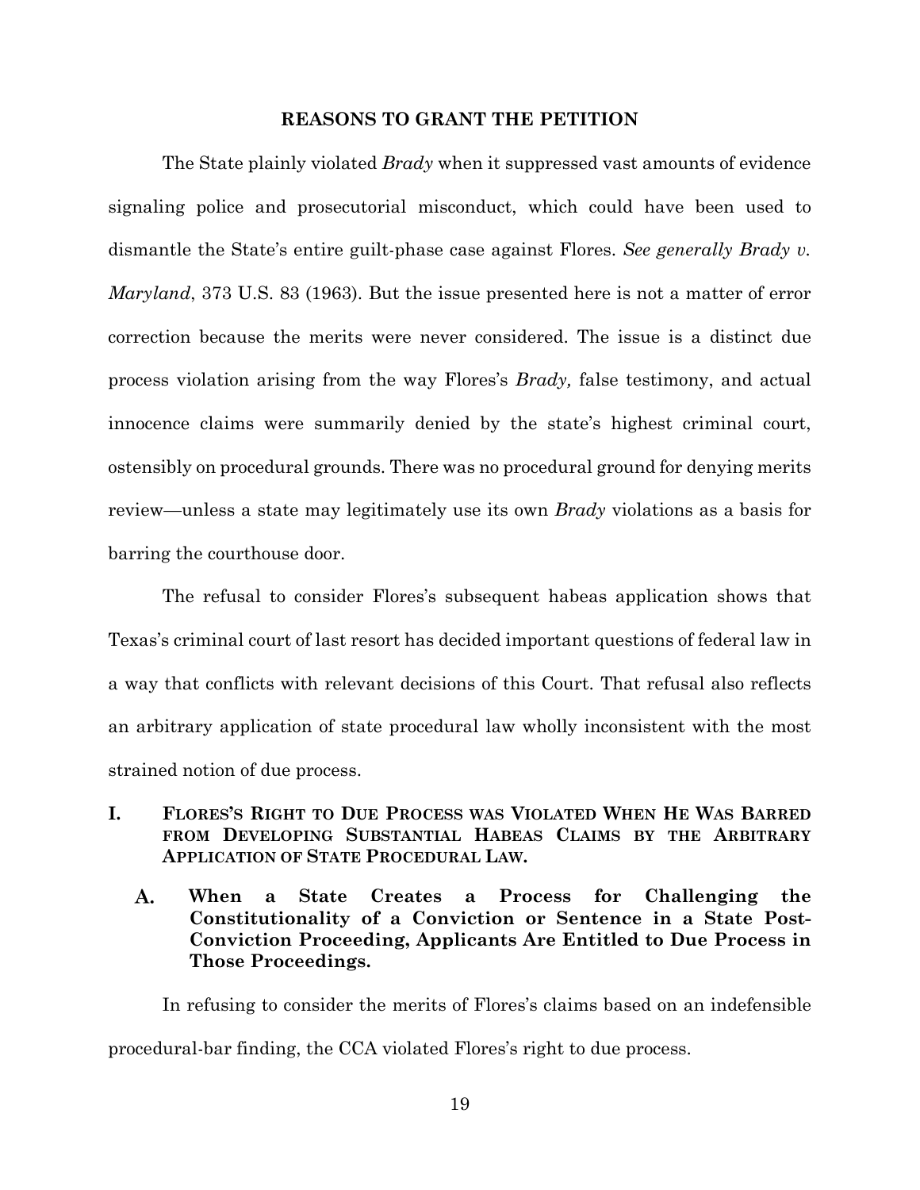## REASONS TO GRANT THE PETITION

The State plainly violated *Brady* when it suppressed vast amounts of evidence signaling police and prosecutorial misconduct, which could have been used to dismantle the State's entire guilt-phase case against Flores. *See generally Brady v. Maryland*, 373 U.S. 83 (1963). But the issue presented here is not a matter of error correction because the merits were never considered. The issue is a distinct due process violation arising from the way Flores's *Brady,* false testimony, and actual innocence claims were summarily denied by the state's highest criminal court, ostensibly on procedural grounds. There was no procedural ground for denying merits review—unless a state may legitimately use its own *Brady* violations as a basis for barring the courthouse door.

The refusal to consider Flores's subsequent habeas application shows that Texas's criminal court of last resort has decided important questions of federal law in a way that conflicts with relevant decisions of this Court. That refusal also reflects an arbitrary application of state procedural law wholly inconsistent with the most strained notion of due process.

### I. FLORES'S RIGHT TO DUE PROCESS WAS VIOLATED WHEN HE WAS BARRED FROM DEVELOPING SUBSTANTIAL HABEAS CLAIMS BY THE ARBITRARY APPLICATION OF STATE PROCEDURAL LAW.

#### A. When a State Creates a Process for Challenging the Constitutionality of a Conviction or Sentence in a State Post-Conviction Proceeding, Applicants Are Entitled to Due Process in Those Proceedings.

In refusing to consider the merits of Flores's claims based on an indefensible procedural-bar finding, the CCA violated Flores's right to due process.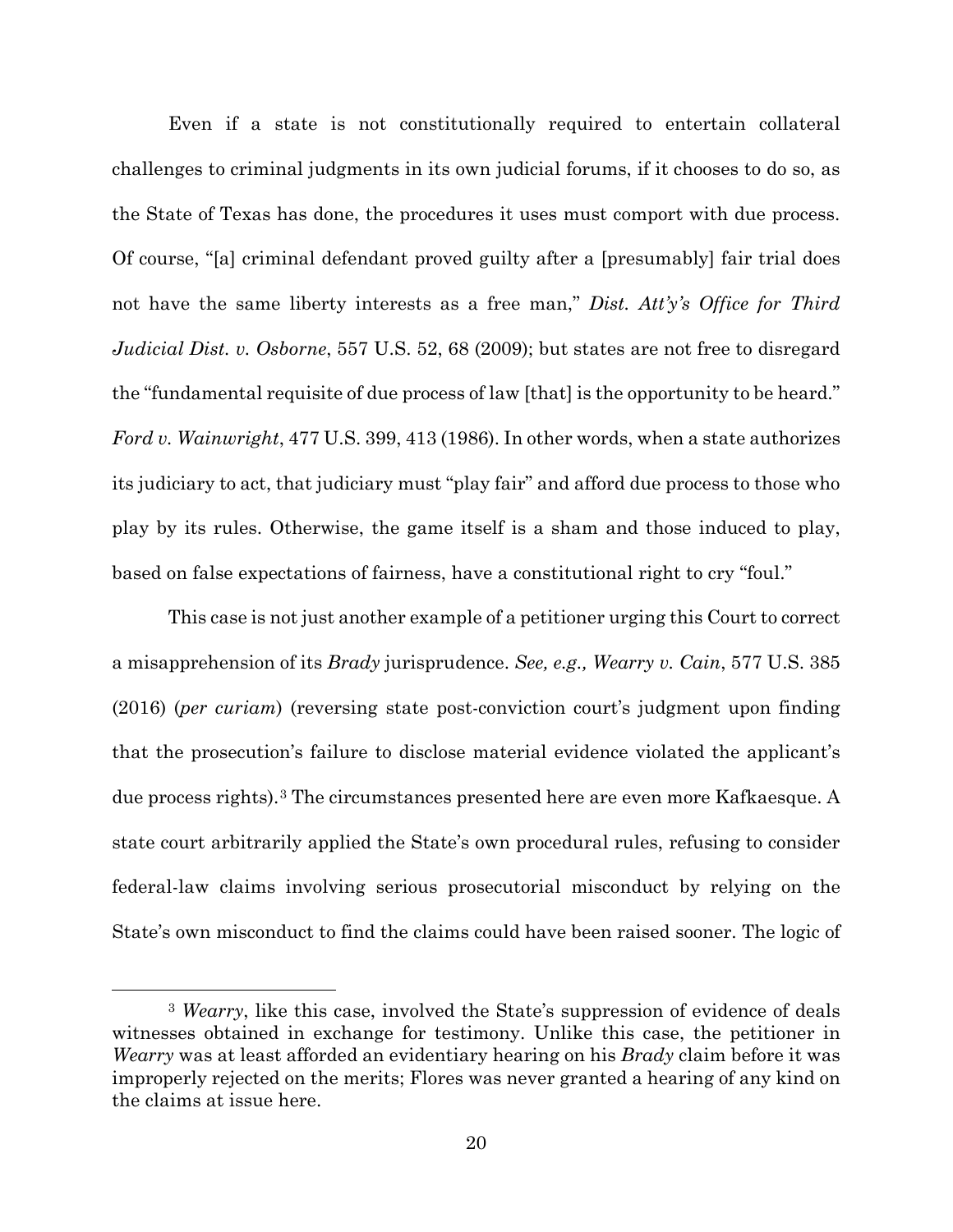Even if a state is not constitutionally required to entertain collateral challenges to criminal judgments in its own judicial forums, if it chooses to do so, as the State of Texas has done, the procedures it uses must comport with due process. Of course, "[a] criminal defendant proved guilty after a [presumably] fair trial does not have the same liberty interests as a free man," *Dist. Att'y's Office for Third Judicial Dist. v. Osborne*, 557 U.S. 52, 68 (2009); but states are not free to disregard the "fundamental requisite of due process of law [that] is the opportunity to be heard." *Ford v. Wainwright*, 477 U.S. 399, 413 (1986). In other words, when a state authorizes its judiciary to act, that judiciary must "play fair" and afford due process to those who play by its rules. Otherwise, the game itself is a sham and those induced to play, based on false expectations of fairness, have a constitutional right to cry "foul."

This case is not just another example of a petitioner urging this Court to correct a misapprehension of its *Brady* jurisprudence. *See, e.g., Wearry v. Cain*, 577 U.S. 385 (2016) (*per curiam*) (reversing state post-conviction court's judgment upon finding that the prosecution's failure to disclose material evidence violated the applicant's due process rights).[3] The circumstances presented here are even more Kafkaesque. A state court arbitrarily applied the State's own procedural rules, refusing to consider federal-law claims involving serious prosecutorial misconduct by relying on the State's own misconduct to find the claims could have been raised sooner. The logic of

[3] *Wearry*, like this case, involved the State's suppression of evidence of deals witnesses obtained in exchange for testimony. Unlike this case, the petitioner in *Wearry* was at least afforded an evidentiary hearing on his *Brady* claim before it was improperly rejected on the merits; Flores was never granted a hearing of any kind on the claims at issue here.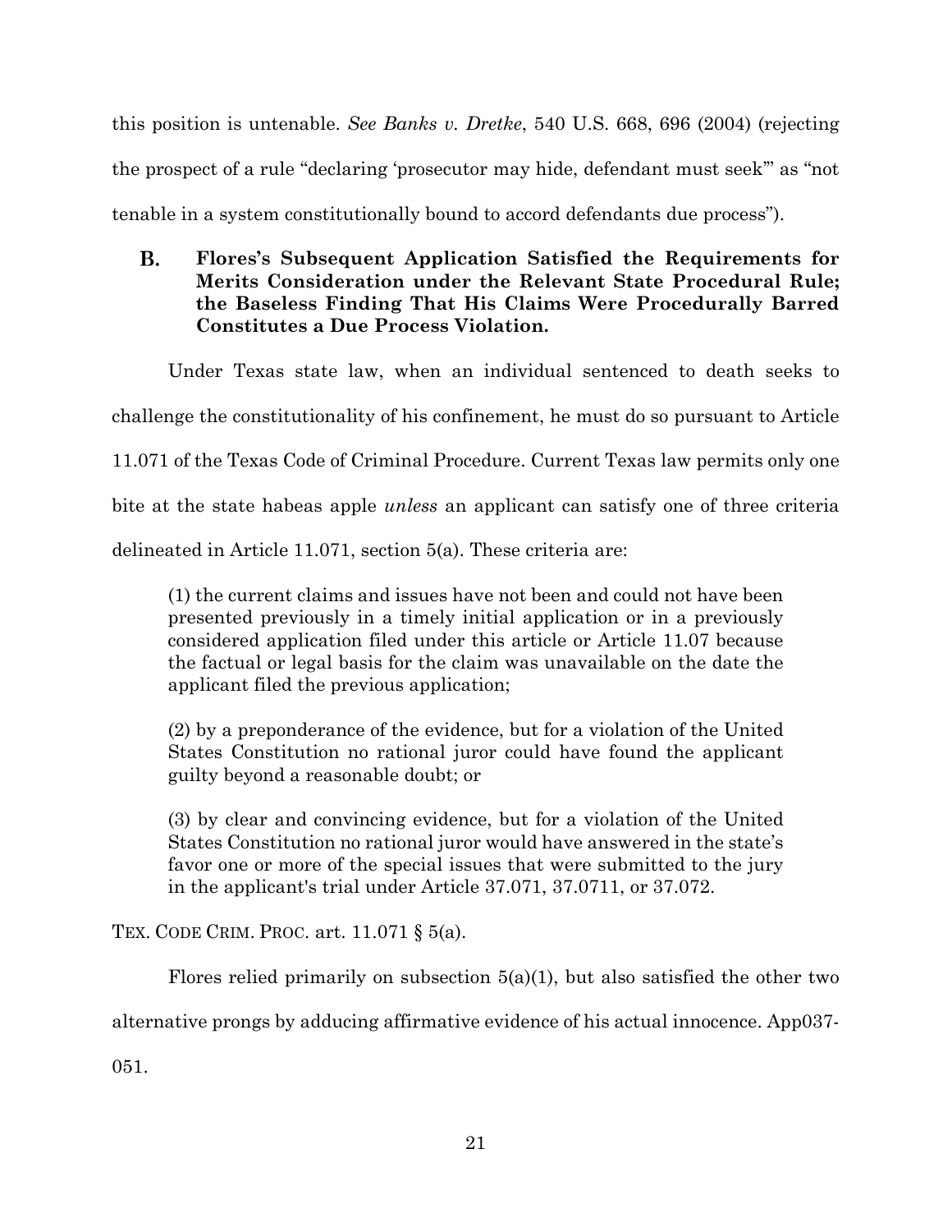this position is untenable. *See Banks v. Dretke*, 540 U.S. 668, 696 (2004) (rejecting the prospect of a rule "declaring 'prosecutor may hide, defendant must seek'" as "not tenable in a system constitutionally bound to accord defendants due process").

### B. Flores's Subsequent Application Satisfied the Requirements for Merits Consideration under the Relevant State Procedural Rule; the Baseless Finding That His Claims Were Procedurally Barred Constitutes a Due Process Violation.

Under Texas state law, when an individual sentenced to death seeks to challenge the constitutionality of his confinement, he must do so pursuant to Article 11.071 of the Texas Code of Criminal Procedure. Current Texas law permits only one bite at the state habeas apple *unless* an applicant can satisfy one of three criteria delineated in Article 11.071, section 5(a). These criteria are:

> (1) the current claims and issues have not been and could not have been presented previously in a timely initial application or in a previously considered application filed under this article or Article 11.07 because the factual or legal basis for the claim was unavailable on the date the applicant filed the previous application;
>
> (2) by a preponderance of the evidence, but for a violation of the United States Constitution no rational juror could have found the applicant guilty beyond a reasonable doubt; or
>
> (3) by clear and convincing evidence, but for a violation of the United States Constitution no rational juror would have answered in the state's favor one or more of the special issues that were submitted to the jury in the applicant's trial under Article 37.071, 37.0711, or 37.072.

TEX. CODE CRIM. PROC. art. 11.071 § 5(a).

Flores relied primarily on subsection 5(a)(1), but also satisfied the other two alternative prongs by adducing affirmative evidence of his actual innocence. App037-051.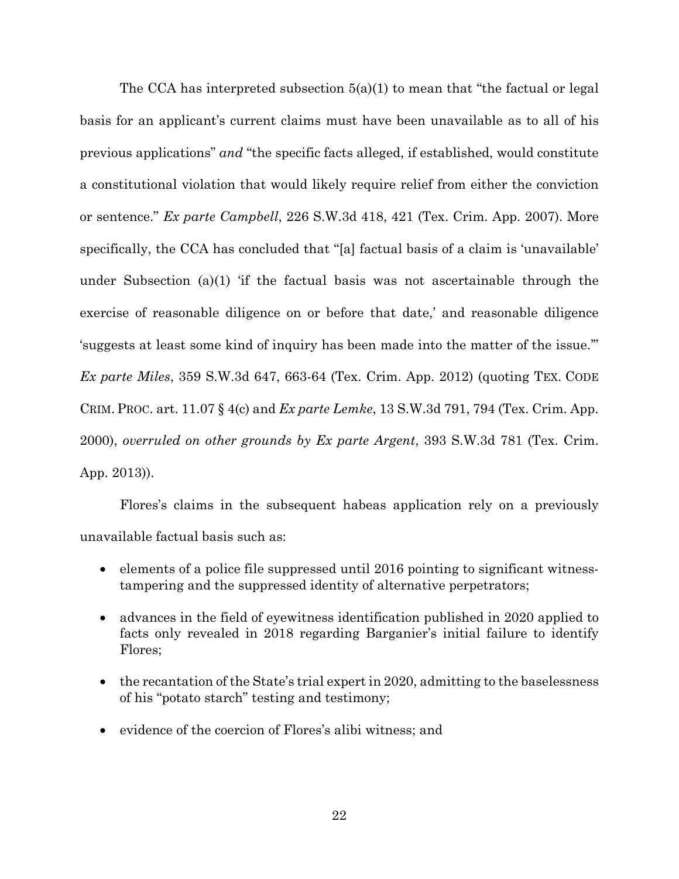The CCA has interpreted subsection 5(a)(1) to mean that "the factual or legal basis for an applicant's current claims must have been unavailable as to all of his previous applications" *and* "the specific facts alleged, if established, would constitute a constitutional violation that would likely require relief from either the conviction or sentence." *Ex parte Campbell*, 226 S.W.3d 418, 421 (Tex. Crim. App. 2007). More specifically, the CCA has concluded that "[a] factual basis of a claim is 'unavailable' under Subsection (a)(1) 'if the factual basis was not ascertainable through the exercise of reasonable diligence on or before that date,' and reasonable diligence 'suggests at least some kind of inquiry has been made into the matter of the issue.'" *Ex parte Miles*, 359 S.W.3d 647, 663-64 (Tex. Crim. App. 2012) (quoting TEX. CODE CRIM. PROC. art. 11.07 § 4(c) and *Ex parte Lemke*, 13 S.W.3d 791, 794 (Tex. Crim. App. 2000), *overruled on other grounds by Ex parte Argent*, 393 S.W.3d 781 (Tex. Crim. App. 2013)).

Flores's claims in the subsequent habeas application rely on a previously unavailable factual basis such as:

- elements of a police file suppressed until 2016 pointing to significant witness-tampering and the suppressed identity of alternative perpetrators;
- advances in the field of eyewitness identification published in 2020 applied to facts only revealed in 2018 regarding Barganier's initial failure to identify Flores;
- the recantation of the State's trial expert in 2020, admitting to the baselessness of his "potato starch" testing and testimony;
- evidence of the coercion of Flores's alibi witness; and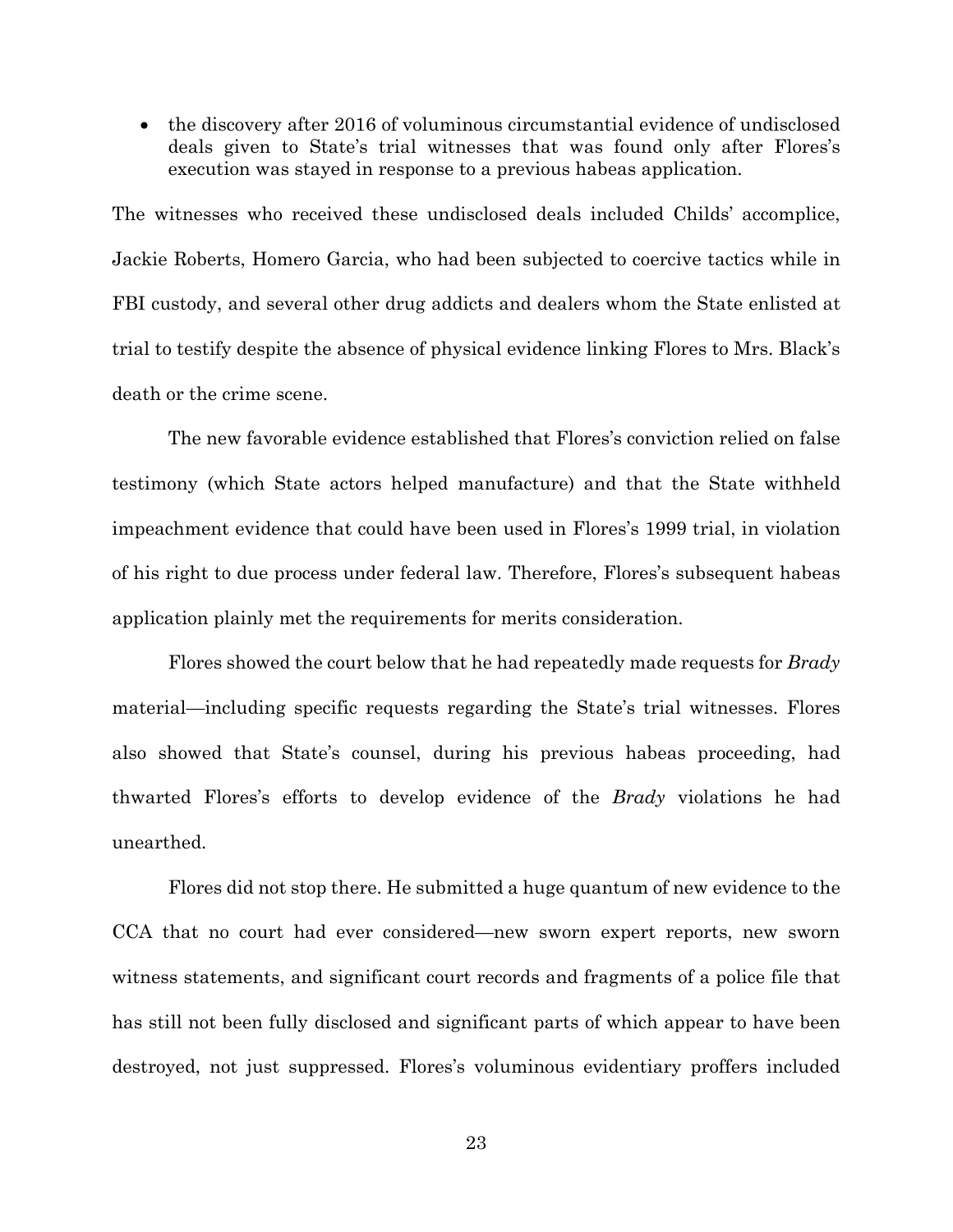- the discovery after 2016 of voluminous circumstantial evidence of undisclosed deals given to State's trial witnesses that was found only after Flores's execution was stayed in response to a previous habeas application.

The witnesses who received these undisclosed deals included Childs' accomplice, Jackie Roberts, Homero Garcia, who had been subjected to coercive tactics while in FBI custody, and several other drug addicts and dealers whom the State enlisted at trial to testify despite the absence of physical evidence linking Flores to Mrs. Black's death or the crime scene.

The new favorable evidence established that Flores's conviction relied on false testimony (which State actors helped manufacture) and that the State withheld impeachment evidence that could have been used in Flores's 1999 trial, in violation of his right to due process under federal law. Therefore, Flores's subsequent habeas application plainly met the requirements for merits consideration.

Flores showed the court below that he had repeatedly made requests for *Brady* material—including specific requests regarding the State's trial witnesses. Flores also showed that State's counsel, during his previous habeas proceeding, had thwarted Flores's efforts to develop evidence of the *Brady* violations he had unearthed.

Flores did not stop there. He submitted a huge quantum of new evidence to the CCA that no court had ever considered—new sworn expert reports, new sworn witness statements, and significant court records and fragments of a police file that has still not been fully disclosed and significant parts of which appear to have been destroyed, not just suppressed. Flores's voluminous evidentiary proffers included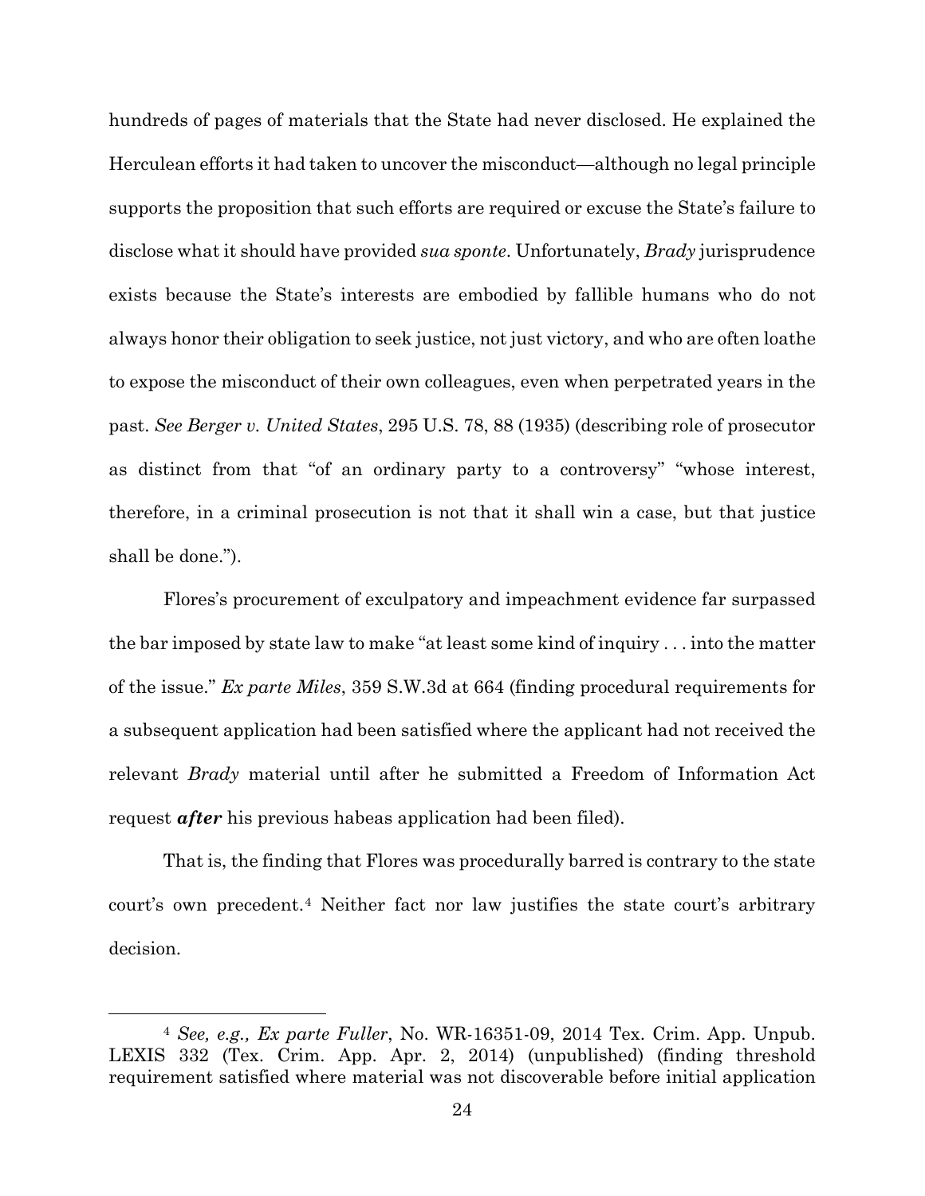hundreds of pages of materials that the State had never disclosed. He explained the Herculean efforts it had taken to uncover the misconduct—although no legal principle supports the proposition that such efforts are required or excuse the State's failure to disclose what it should have provided *sua sponte*. Unfortunately, *Brady* jurisprudence exists because the State's interests are embodied by fallible humans who do not always honor their obligation to seek justice, not just victory, and who are often loathe to expose the misconduct of their own colleagues, even when perpetrated years in the past. *See Berger v. United States*, 295 U.S. 78, 88 (1935) (describing role of prosecutor as distinct from that "of an ordinary party to a controversy" "whose interest, therefore, in a criminal prosecution is not that it shall win a case, but that justice shall be done.").

Flores's procurement of exculpatory and impeachment evidence far surpassed the bar imposed by state law to make "at least some kind of inquiry . . . into the matter of the issue." *Ex parte Miles*, 359 S.W.3d at 664 (finding procedural requirements for a subsequent application had been satisfied where the applicant had not received the relevant *Brady* material until after he submitted a Freedom of Information Act request ***after*** his previous habeas application had been filed).

That is, the finding that Flores was procedurally barred is contrary to the state court's own precedent.[4] Neither fact nor law justifies the state court's arbitrary decision.

---

[4] *See, e.g., Ex parte Fuller*, No. WR-16351-09, 2014 Tex. Crim. App. Unpub. LEXIS 332 (Tex. Crim. App. Apr. 2, 2014) (unpublished) (finding threshold requirement satisfied where material was not discoverable before initial application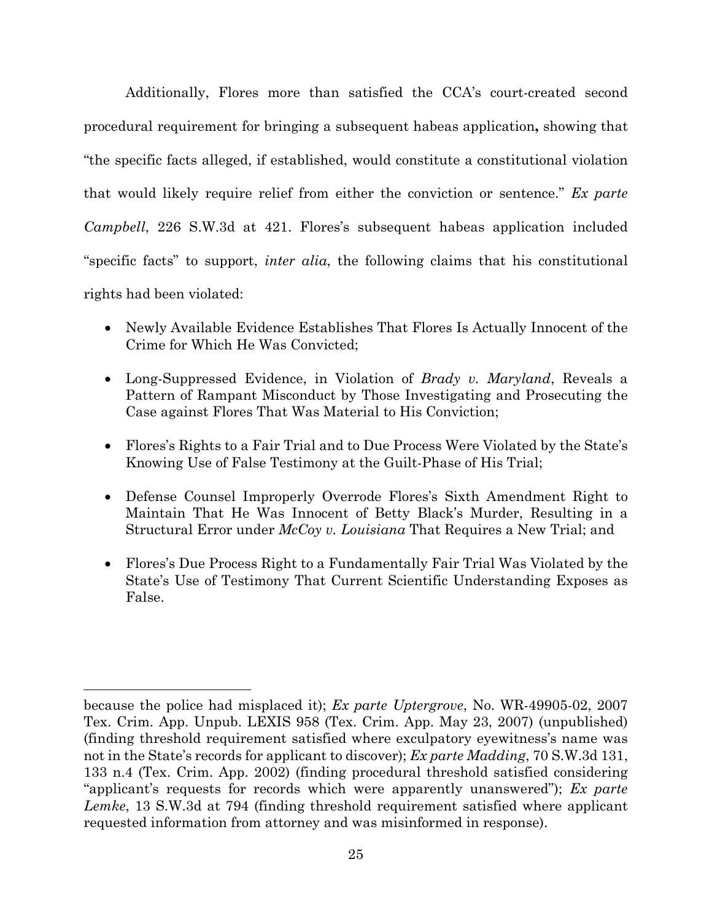Additionally, Flores more than satisfied the CCA's court-created second procedural requirement for bringing a subsequent habeas application**,** showing that "the specific facts alleged, if established, would constitute a constitutional violation that would likely require relief from either the conviction or sentence." *Ex parte Campbell*, 226 S.W.3d at 421. Flores's subsequent habeas application included "specific facts" to support, *inter alia*, the following claims that his constitutional rights had been violated:

- Newly Available Evidence Establishes That Flores Is Actually Innocent of the Crime for Which He Was Convicted;
- Long-Suppressed Evidence, in Violation of *Brady v. Maryland*, Reveals a Pattern of Rampant Misconduct by Those Investigating and Prosecuting the Case against Flores That Was Material to His Conviction;
- Flores's Rights to a Fair Trial and to Due Process Were Violated by the State's Knowing Use of False Testimony at the Guilt-Phase of His Trial;
- Defense Counsel Improperly Overrode Flores's Sixth Amendment Right to Maintain That He Was Innocent of Betty Black's Murder, Resulting in a Structural Error under *McCoy v. Louisiana* That Requires a New Trial; and
- Flores's Due Process Right to a Fundamentally Fair Trial Was Violated by the State's Use of Testimony That Current Scientific Understanding Exposes as False.

---

because the police had misplaced it); *Ex parte Uptergrove*, No. WR-49905-02, 2007 Tex. Crim. App. Unpub. LEXIS 958 (Tex. Crim. App. May 23, 2007) (unpublished) (finding threshold requirement satisfied where exculpatory eyewitness's name was not in the State's records for applicant to discover); *Ex parte Madding*, 70 S.W.3d 131, 133 n.4 (Tex. Crim. App. 2002) (finding procedural threshold satisfied considering "applicant's requests for records which were apparently unanswered"); *Ex parte Lemke*, 13 S.W.3d at 794 (finding threshold requirement satisfied where applicant requested information from attorney and was misinformed in response).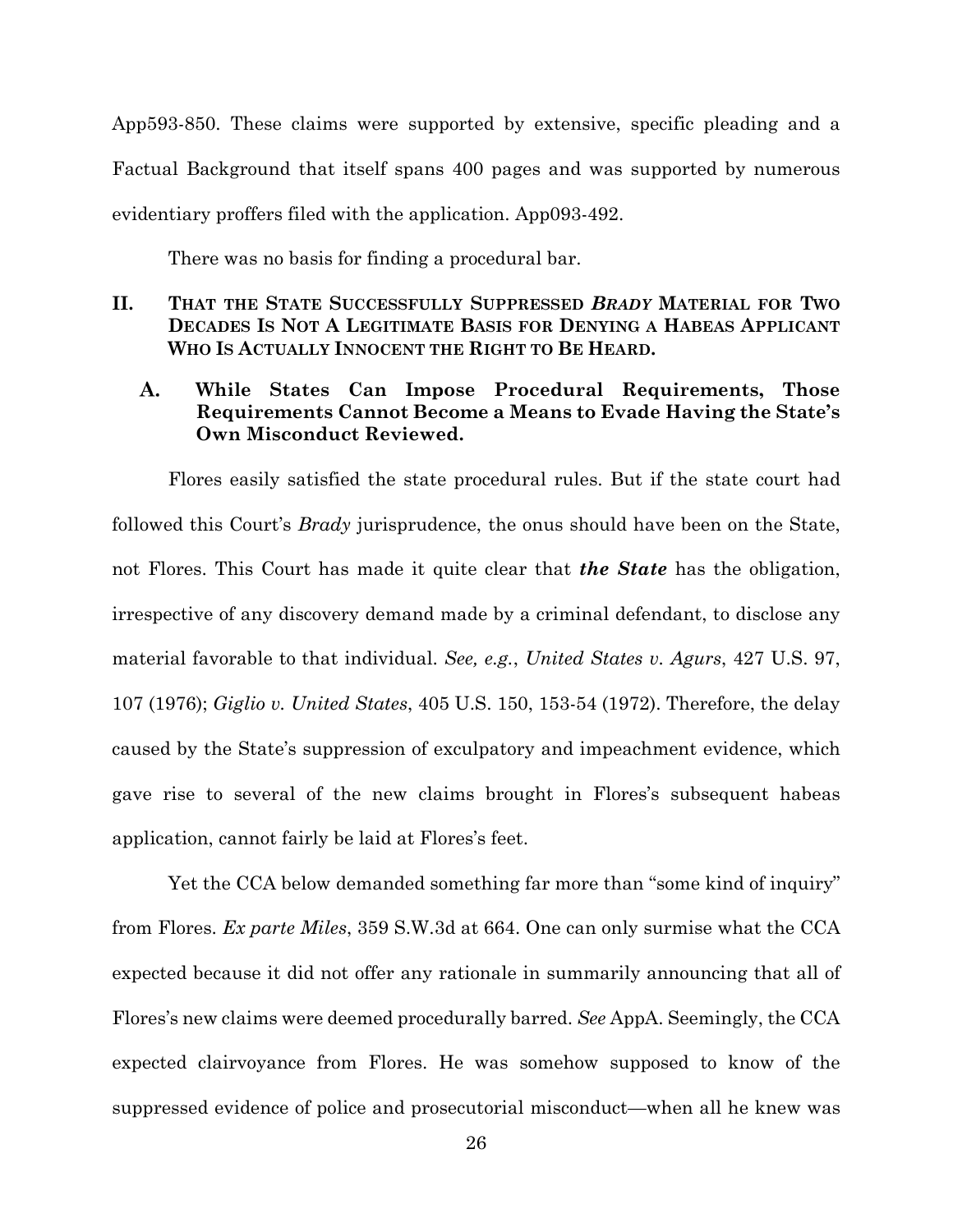App593-850. These claims were supported by extensive, specific pleading and a Factual Background that itself spans 400 pages and was supported by numerous evidentiary proffers filed with the application. App093-492.

There was no basis for finding a procedural bar.

## II. That the State Successfully Suppressed *Brady* Material for Two Decades Is Not A Legitimate Basis for Denying a Habeas Applicant Who Is Actually Innocent the Right to Be Heard.

### A. While States Can Impose Procedural Requirements, Those Requirements Cannot Become a Means to Evade Having the State's Own Misconduct Reviewed.

Flores easily satisfied the state procedural rules. But if the state court had followed this Court's *Brady* jurisprudence, the onus should have been on the State, not Flores. This Court has made it quite clear that ***the State*** has the obligation, irrespective of any discovery demand made by a criminal defendant, to disclose any material favorable to that individual. *See, e.g.*, *United States v. Agurs*, 427 U.S. 97, 107 (1976); *Giglio v. United States*, 405 U.S. 150, 153-54 (1972). Therefore, the delay caused by the State's suppression of exculpatory and impeachment evidence, which gave rise to several of the new claims brought in Flores's subsequent habeas application, cannot fairly be laid at Flores's feet.

Yet the CCA below demanded something far more than "some kind of inquiry" from Flores. *Ex parte Miles*, 359 S.W.3d at 664. One can only surmise what the CCA expected because it did not offer any rationale in summarily announcing that all of Flores's new claims were deemed procedurally barred. *See* AppA. Seemingly, the CCA expected clairvoyance from Flores. He was somehow supposed to know of the suppressed evidence of police and prosecutorial misconduct—when all he knew was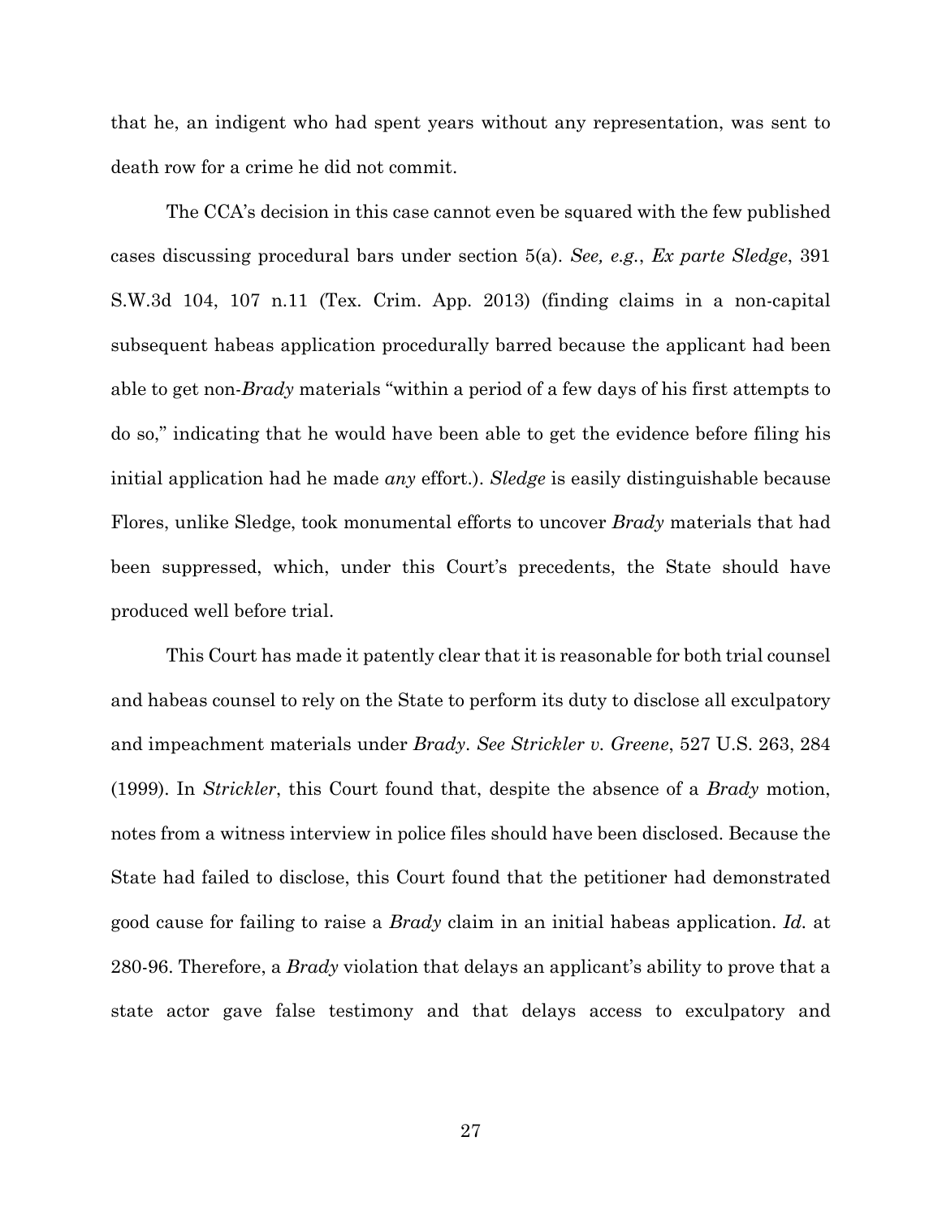that he, an indigent who had spent years without any representation, was sent to death row for a crime he did not commit.

The CCA's decision in this case cannot even be squared with the few published cases discussing procedural bars under section 5(a). *See, e.g.*, *Ex parte Sledge*, 391 S.W.3d 104, 107 n.11 (Tex. Crim. App. 2013) (finding claims in a non-capital subsequent habeas application procedurally barred because the applicant had been able to get non-*Brady* materials "within a period of a few days of his first attempts to do so," indicating that he would have been able to get the evidence before filing his initial application had he made *any* effort.). *Sledge* is easily distinguishable because Flores, unlike Sledge, took monumental efforts to uncover *Brady* materials that had been suppressed, which, under this Court's precedents, the State should have produced well before trial.

This Court has made it patently clear that it is reasonable for both trial counsel and habeas counsel to rely on the State to perform its duty to disclose all exculpatory and impeachment materials under *Brady*. *See Strickler v. Greene*, 527 U.S. 263, 284 (1999). In *Strickler*, this Court found that, despite the absence of a *Brady* motion, notes from a witness interview in police files should have been disclosed. Because the State had failed to disclose, this Court found that the petitioner had demonstrated good cause for failing to raise a *Brady* claim in an initial habeas application. *Id.* at 280-96. Therefore, a *Brady* violation that delays an applicant's ability to prove that a state actor gave false testimony and that delays access to exculpatory and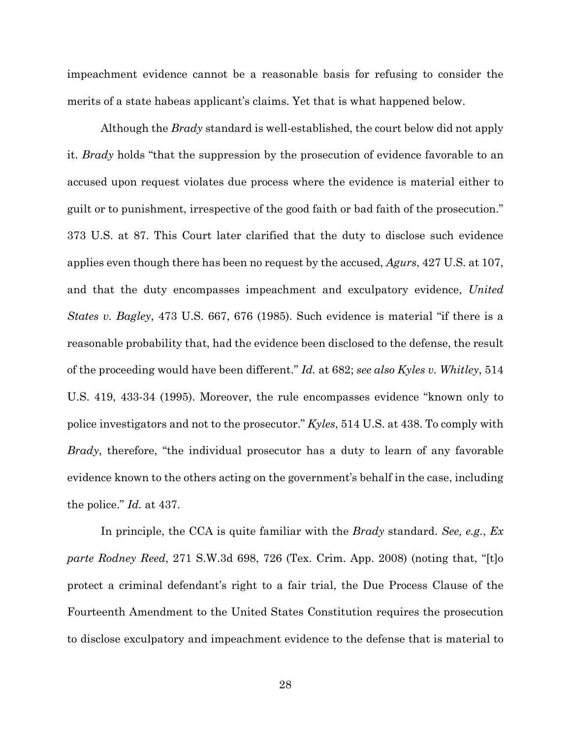impeachment evidence cannot be a reasonable basis for refusing to consider the merits of a state habeas applicant's claims. Yet that is what happened below.

Although the *Brady* standard is well-established, the court below did not apply it. *Brady* holds "that the suppression by the prosecution of evidence favorable to an accused upon request violates due process where the evidence is material either to guilt or to punishment, irrespective of the good faith or bad faith of the prosecution." 373 U.S. at 87. This Court later clarified that the duty to disclose such evidence applies even though there has been no request by the accused, *Agurs*, 427 U.S. at 107, and that the duty encompasses impeachment and exculpatory evidence, *United States v. Bagley*, 473 U.S. 667, 676 (1985). Such evidence is material "if there is a reasonable probability that, had the evidence been disclosed to the defense, the result of the proceeding would have been different." *Id.* at 682; *see also Kyles v. Whitley*, 514 U.S. 419, 433-34 (1995). Moreover, the rule encompasses evidence "known only to police investigators and not to the prosecutor." *Kyles*, 514 U.S. at 438. To comply with *Brady*, therefore, "the individual prosecutor has a duty to learn of any favorable evidence known to the others acting on the government's behalf in the case, including the police." *Id.* at 437.

In principle, the CCA is quite familiar with the *Brady* standard. *See, e.g.*, *Ex parte Rodney Reed*, 271 S.W.3d 698, 726 (Tex. Crim. App. 2008) (noting that, "[t]o protect a criminal defendant's right to a fair trial, the Due Process Clause of the Fourteenth Amendment to the United States Constitution requires the prosecution to disclose exculpatory and impeachment evidence to the defense that is material to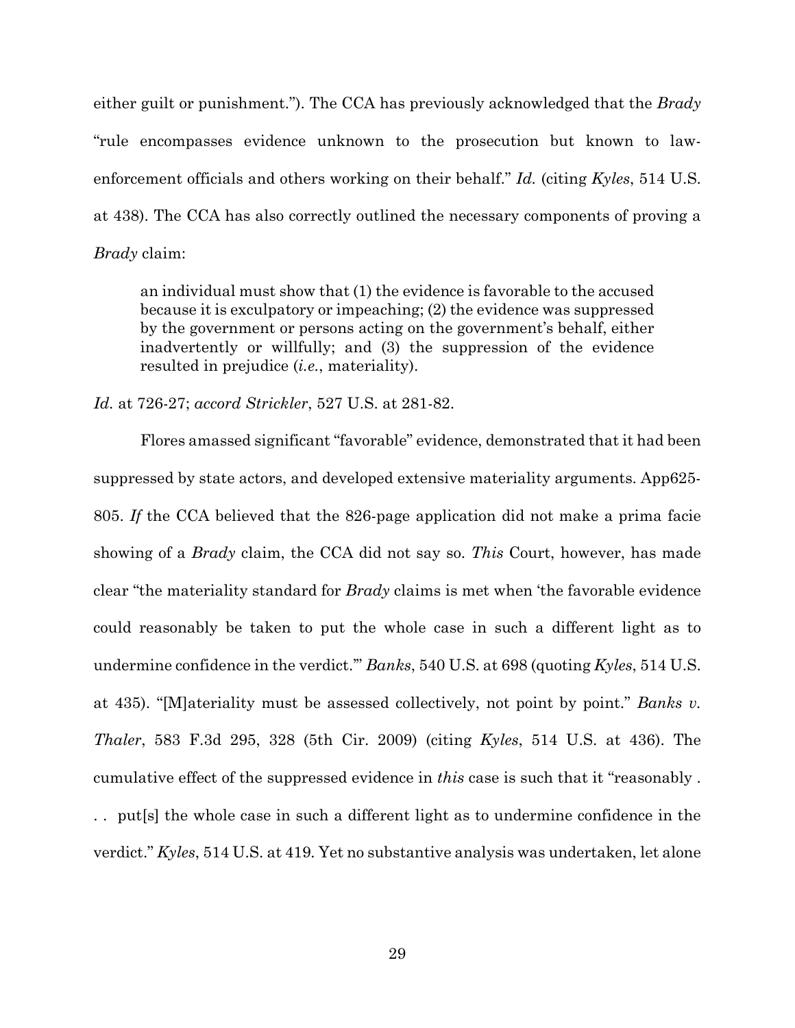either guilt or punishment."). The CCA has previously acknowledged that the *Brady* "rule encompasses evidence unknown to the prosecution but known to law-enforcement officials and others working on their behalf." *Id.* (citing *Kyles*, 514 U.S. at 438). The CCA has also correctly outlined the necessary components of proving a *Brady* claim:

> an individual must show that (1) the evidence is favorable to the accused because it is exculpatory or impeaching; (2) the evidence was suppressed by the government or persons acting on the government's behalf, either inadvertently or willfully; and (3) the suppression of the evidence resulted in prejudice (*i.e.*, materiality).

*Id.* at 726-27; *accord Strickler*, 527 U.S. at 281-82.

Flores amassed significant "favorable" evidence, demonstrated that it had been suppressed by state actors, and developed extensive materiality arguments. App625-805. *If* the CCA believed that the 826-page application did not make a prima facie showing of a *Brady* claim, the CCA did not say so. *This* Court, however, has made clear "the materiality standard for *Brady* claims is met when 'the favorable evidence could reasonably be taken to put the whole case in such a different light as to undermine confidence in the verdict.'" *Banks*, 540 U.S. at 698 (quoting *Kyles*, 514 U.S. at 435). "[M]ateriality must be assessed collectively, not point by point." *Banks v. Thaler*, 583 F.3d 295, 328 (5th Cir. 2009) (citing *Kyles*, 514 U.S. at 436). The cumulative effect of the suppressed evidence in *this* case is such that it "reasonably . . . put[s] the whole case in such a different light as to undermine confidence in the verdict." *Kyles*, 514 U.S. at 419. Yet no substantive analysis was undertaken, let alone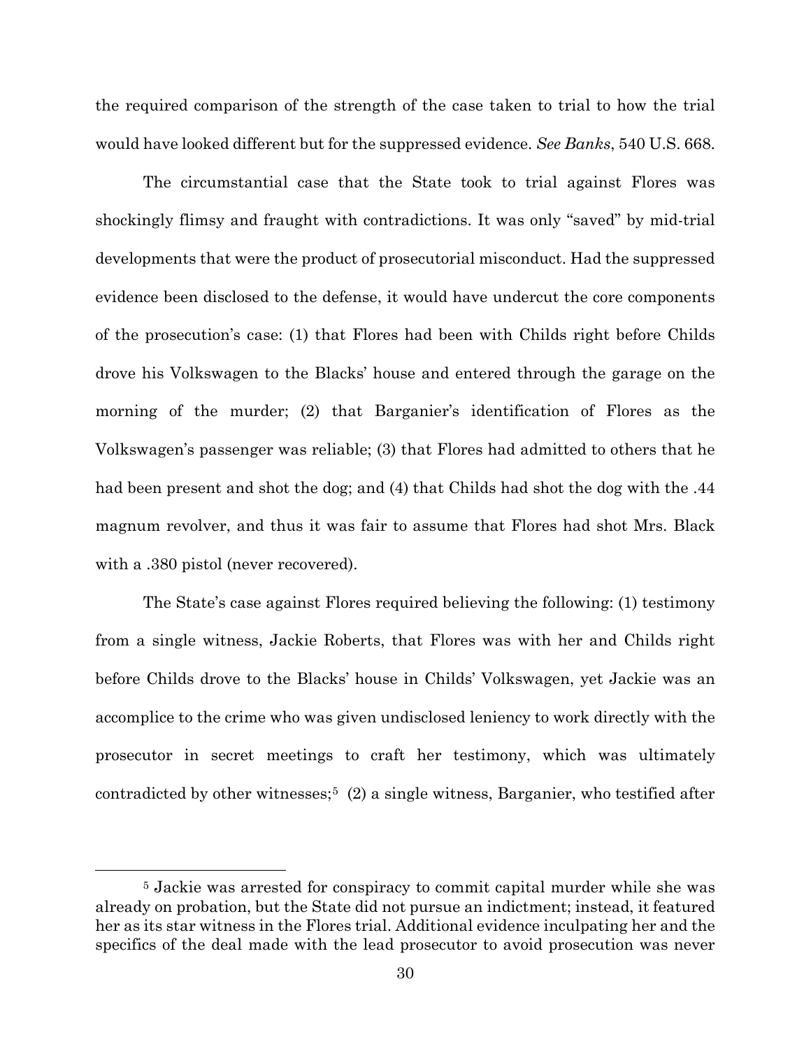the required comparison of the strength of the case taken to trial to how the trial would have looked different but for the suppressed evidence. *See Banks*, 540 U.S. 668.

The circumstantial case that the State took to trial against Flores was shockingly flimsy and fraught with contradictions. It was only "saved" by mid-trial developments that were the product of prosecutorial misconduct. Had the suppressed evidence been disclosed to the defense, it would have undercut the core components of the prosecution's case: (1) that Flores had been with Childs right before Childs drove his Volkswagen to the Blacks' house and entered through the garage on the morning of the murder; (2) that Barganier's identification of Flores as the Volkswagen's passenger was reliable; (3) that Flores had admitted to others that he had been present and shot the dog; and (4) that Childs had shot the dog with the .44 magnum revolver, and thus it was fair to assume that Flores had shot Mrs. Black with a .380 pistol (never recovered).

The State's case against Flores required believing the following: (1) testimony from a single witness, Jackie Roberts, that Flores was with her and Childs right before Childs drove to the Blacks' house in Childs' Volkswagen, yet Jackie was an accomplice to the crime who was given undisclosed leniency to work directly with the prosecutor in secret meetings to craft her testimony, which was ultimately contradicted by other witnesses;[5] (2) a single witness, Barganier, who testified after

[5] Jackie was arrested for conspiracy to commit capital murder while she was already on probation, but the State did not pursue an indictment; instead, it featured her as its star witness in the Flores trial. Additional evidence inculpating her and the specifics of the deal made with the lead prosecutor to avoid prosecution was never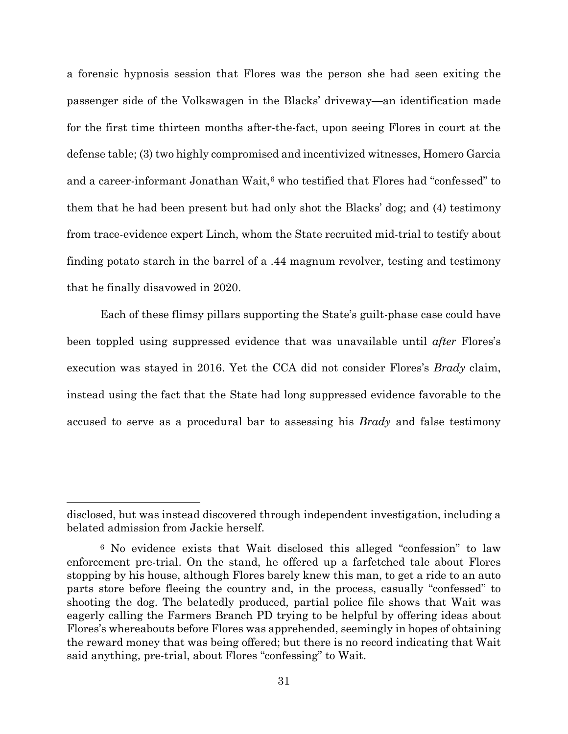a forensic hypnosis session that Flores was the person she had seen exiting the passenger side of the Volkswagen in the Blacks' driveway—an identification made for the first time thirteen months after-the-fact, upon seeing Flores in court at the defense table; (3) two highly compromised and incentivized witnesses, Homero Garcia and a career-informant Jonathan Wait,[6] who testified that Flores had "confessed" to them that he had been present but had only shot the Blacks' dog; and (4) testimony from trace-evidence expert Linch, whom the State recruited mid-trial to testify about finding potato starch in the barrel of a .44 magnum revolver, testing and testimony that he finally disavowed in 2020.

Each of these flimsy pillars supporting the State's guilt-phase case could have been toppled using suppressed evidence that was unavailable until *after* Flores's execution was stayed in 2016. Yet the CCA did not consider Flores's *Brady* claim, instead using the fact that the State had long suppressed evidence favorable to the accused to serve as a procedural bar to assessing his *Brady* and false testimony

---

disclosed, but was instead discovered through independent investigation, including a belated admission from Jackie herself.

[6] No evidence exists that Wait disclosed this alleged "confession" to law enforcement pre-trial. On the stand, he offered up a farfetched tale about Flores stopping by his house, although Flores barely knew this man, to get a ride to an auto parts store before fleeing the country and, in the process, casually "confessed" to shooting the dog. The belatedly produced, partial police file shows that Wait was eagerly calling the Farmers Branch PD trying to be helpful by offering ideas about Flores's whereabouts before Flores was apprehended, seemingly in hopes of obtaining the reward money that was being offered; but there is no record indicating that Wait said anything, pre-trial, about Flores "confessing" to Wait.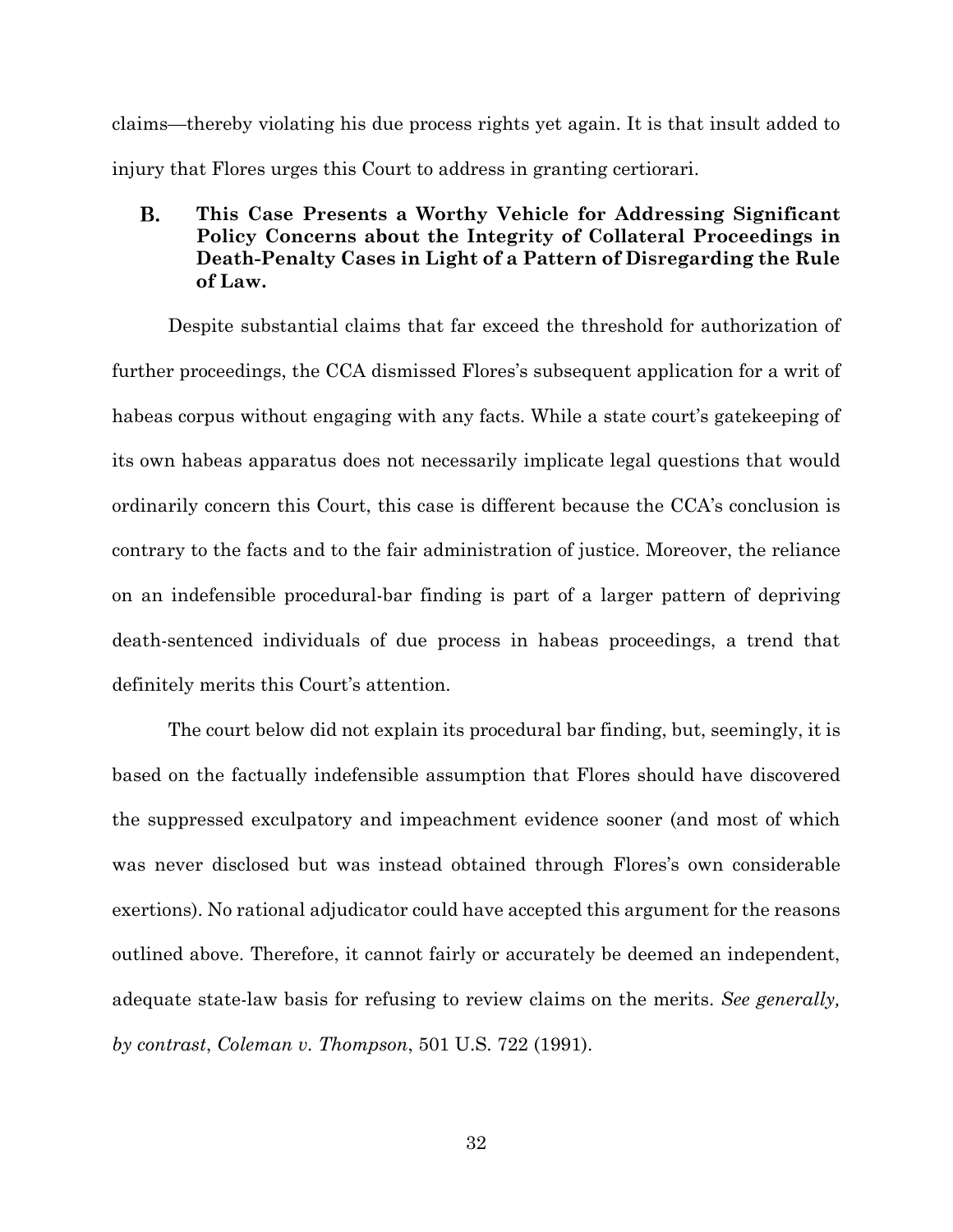claims—thereby violating his due process rights yet again. It is that insult added to injury that Flores urges this Court to address in granting certiorari.

### B. This Case Presents a Worthy Vehicle for Addressing Significant Policy Concerns about the Integrity of Collateral Proceedings in Death-Penalty Cases in Light of a Pattern of Disregarding the Rule of Law.

Despite substantial claims that far exceed the threshold for authorization of further proceedings, the CCA dismissed Flores's subsequent application for a writ of habeas corpus without engaging with any facts. While a state court's gatekeeping of its own habeas apparatus does not necessarily implicate legal questions that would ordinarily concern this Court, this case is different because the CCA's conclusion is contrary to the facts and to the fair administration of justice. Moreover, the reliance on an indefensible procedural-bar finding is part of a larger pattern of depriving death-sentenced individuals of due process in habeas proceedings, a trend that definitely merits this Court's attention.

The court below did not explain its procedural bar finding, but, seemingly, it is based on the factually indefensible assumption that Flores should have discovered the suppressed exculpatory and impeachment evidence sooner (and most of which was never disclosed but was instead obtained through Flores's own considerable exertions). No rational adjudicator could have accepted this argument for the reasons outlined above. Therefore, it cannot fairly or accurately be deemed an independent, adequate state-law basis for refusing to review claims on the merits. *See generally, by contrast*, *Coleman v. Thompson*, 501 U.S. 722 (1991).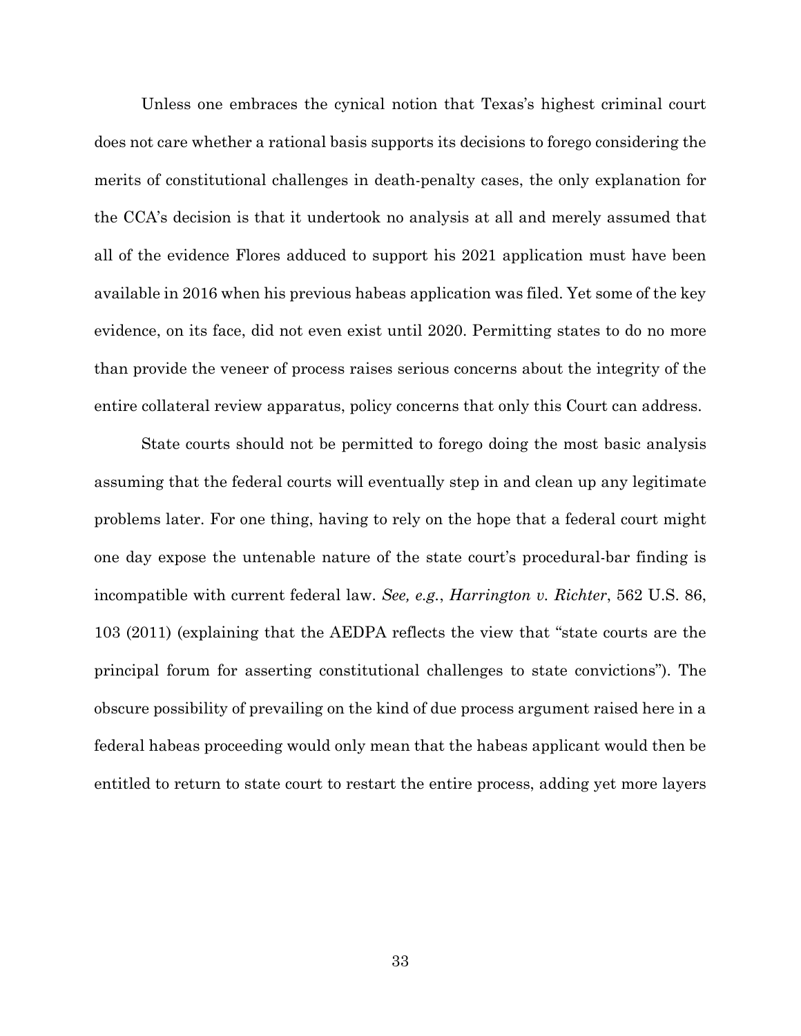Unless one embraces the cynical notion that Texas's highest criminal court does not care whether a rational basis supports its decisions to forego considering the merits of constitutional challenges in death-penalty cases, the only explanation for the CCA's decision is that it undertook no analysis at all and merely assumed that all of the evidence Flores adduced to support his 2021 application must have been available in 2016 when his previous habeas application was filed. Yet some of the key evidence, on its face, did not even exist until 2020. Permitting states to do no more than provide the veneer of process raises serious concerns about the integrity of the entire collateral review apparatus, policy concerns that only this Court can address.

State courts should not be permitted to forego doing the most basic analysis assuming that the federal courts will eventually step in and clean up any legitimate problems later. For one thing, having to rely on the hope that a federal court might one day expose the untenable nature of the state court's procedural-bar finding is incompatible with current federal law. *See, e.g.*, *Harrington v. Richter*, 562 U.S. 86, 103 (2011) (explaining that the AEDPA reflects the view that "state courts are the principal forum for asserting constitutional challenges to state convictions"). The obscure possibility of prevailing on the kind of due process argument raised here in a federal habeas proceeding would only mean that the habeas applicant would then be entitled to return to state court to restart the entire process, adding yet more layers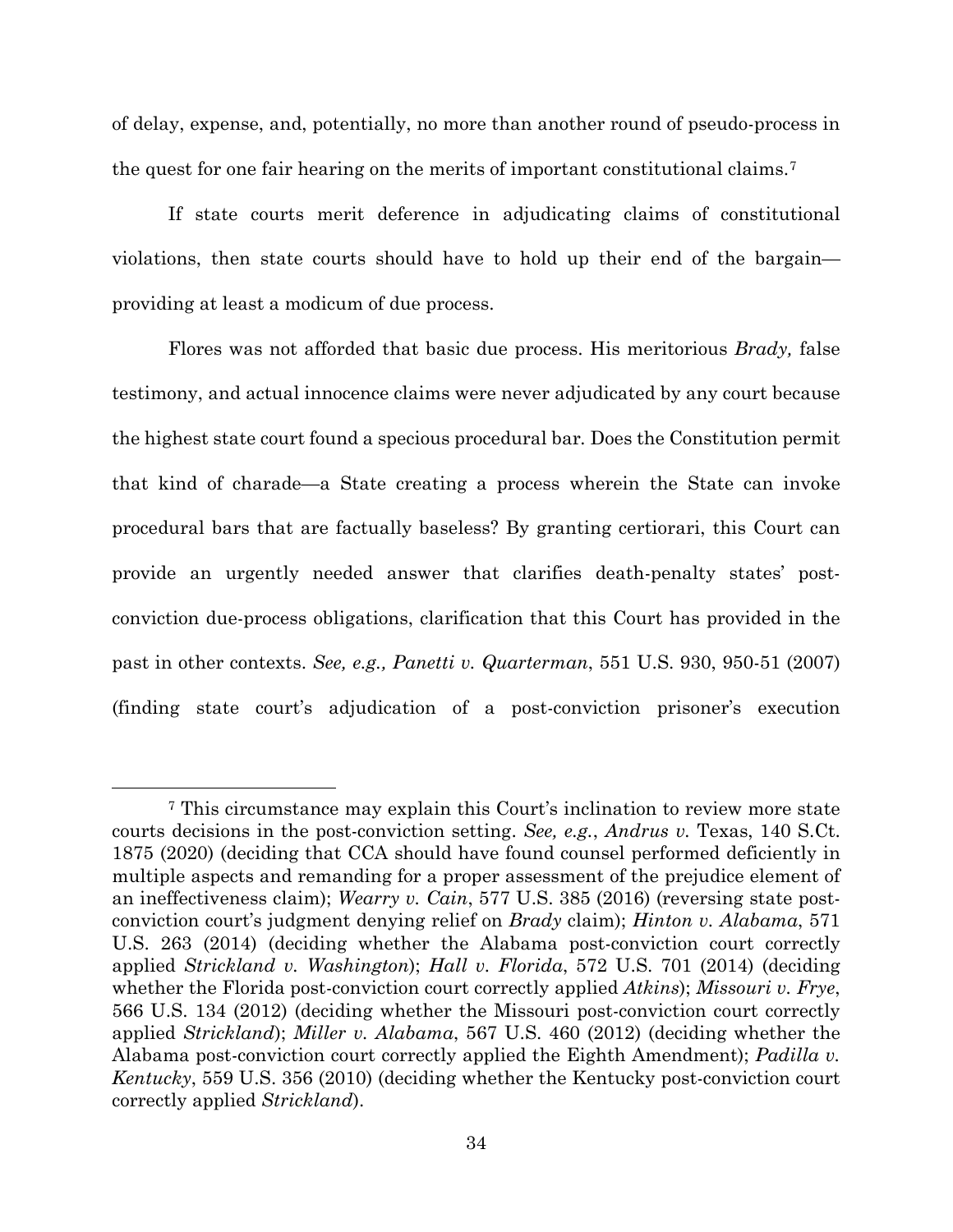of delay, expense, and, potentially, no more than another round of pseudo-process in the quest for one fair hearing on the merits of important constitutional claims.[7]

If state courts merit deference in adjudicating claims of constitutional violations, then state courts should have to hold up their end of the bargain—providing at least a modicum of due process.

Flores was not afforded that basic due process. His meritorious *Brady,* false testimony, and actual innocence claims were never adjudicated by any court because the highest state court found a specious procedural bar. Does the Constitution permit that kind of charade—a State creating a process wherein the State can invoke procedural bars that are factually baseless? By granting certiorari, this Court can provide an urgently needed answer that clarifies death-penalty states' post-conviction due-process obligations, clarification that this Court has provided in the past in other contexts. *See, e.g., Panetti v. Quarterman*, 551 U.S. 930, 950-51 (2007) (finding state court's adjudication of a post-conviction prisoner's execution

---

[7] This circumstance may explain this Court's inclination to review more state courts decisions in the post-conviction setting. *See, e.g.*, *Andrus v.* Texas, 140 S.Ct. 1875 (2020) (deciding that CCA should have found counsel performed deficiently in multiple aspects and remanding for a proper assessment of the prejudice element of an ineffectiveness claim); *Wearry v. Cain*, 577 U.S. 385 (2016) (reversing state post-conviction court's judgment denying relief on *Brady* claim); *Hinton v. Alabama*, 571 U.S. 263 (2014) (deciding whether the Alabama post-conviction court correctly applied *Strickland v. Washington*); *Hall v. Florida*, 572 U.S. 701 (2014) (deciding whether the Florida post-conviction court correctly applied *Atkins*); *Missouri v. Frye*, 566 U.S. 134 (2012) (deciding whether the Missouri post-conviction court correctly applied *Strickland*); *Miller v. Alabama*, 567 U.S. 460 (2012) (deciding whether the Alabama post-conviction court correctly applied the Eighth Amendment); *Padilla v. Kentucky*, 559 U.S. 356 (2010) (deciding whether the Kentucky post-conviction court correctly applied *Strickland*).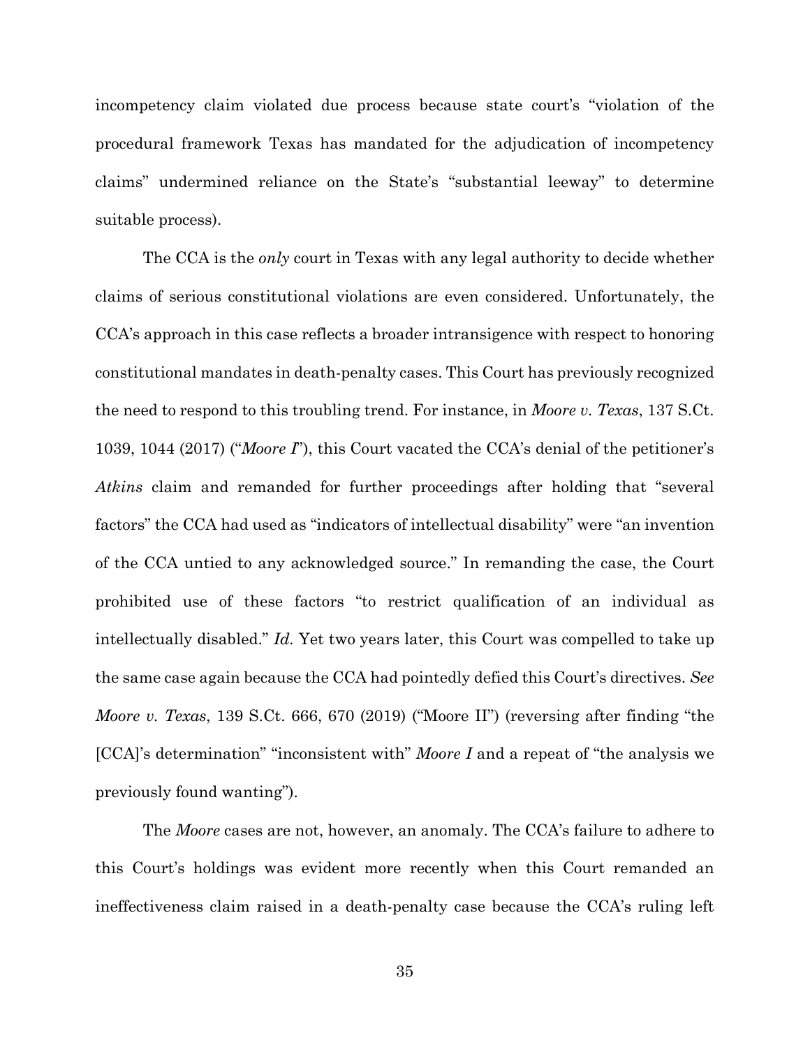incompetency claim violated due process because state court's "violation of the procedural framework Texas has mandated for the adjudication of incompetency claims" undermined reliance on the State's "substantial leeway" to determine suitable process).

The CCA is the *only* court in Texas with any legal authority to decide whether claims of serious constitutional violations are even considered. Unfortunately, the CCA's approach in this case reflects a broader intransigence with respect to honoring constitutional mandates in death-penalty cases. This Court has previously recognized the need to respond to this troubling trend. For instance, in *Moore v. Texas*, 137 S.Ct. 1039, 1044 (2017) ("*Moore I*"), this Court vacated the CCA's denial of the petitioner's *Atkins* claim and remanded for further proceedings after holding that "several factors" the CCA had used as "indicators of intellectual disability" were "an invention of the CCA untied to any acknowledged source." In remanding the case, the Court prohibited use of these factors "to restrict qualification of an individual as intellectually disabled." *Id.* Yet two years later, this Court was compelled to take up the same case again because the CCA had pointedly defied this Court's directives. *See Moore v. Texas*, 139 S.Ct. 666, 670 (2019) ("Moore II") (reversing after finding "the [CCA]'s determination" "inconsistent with" *Moore I* and a repeat of "the analysis we previously found wanting").

The *Moore* cases are not, however, an anomaly. The CCA's failure to adhere to this Court's holdings was evident more recently when this Court remanded an ineffectiveness claim raised in a death-penalty case because the CCA's ruling left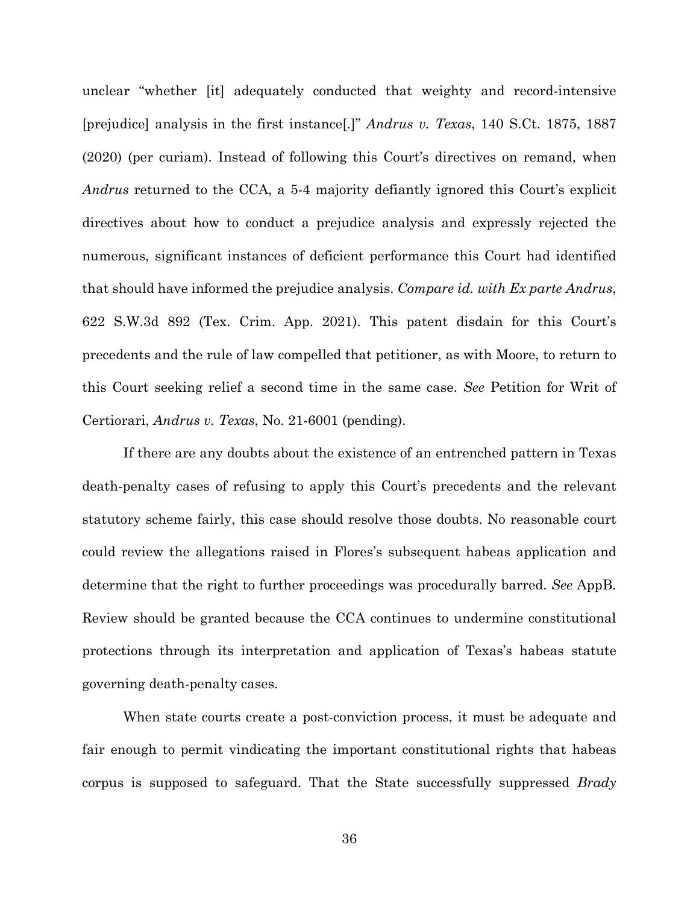unclear "whether [it] adequately conducted that weighty and record-intensive [prejudice] analysis in the first instance[.]" *Andrus v. Texas*, 140 S.Ct. 1875, 1887 (2020) (per curiam). Instead of following this Court's directives on remand, when *Andrus* returned to the CCA, a 5-4 majority defiantly ignored this Court's explicit directives about how to conduct a prejudice analysis and expressly rejected the numerous, significant instances of deficient performance this Court had identified that should have informed the prejudice analysis. *Compare id. with Ex parte Andrus*, 622 S.W.3d 892 (Tex. Crim. App. 2021). This patent disdain for this Court's precedents and the rule of law compelled that petitioner, as with Moore, to return to this Court seeking relief a second time in the same case. *See* Petition for Writ of Certiorari, *Andrus v. Texas*, No. 21-6001 (pending).

If there are any doubts about the existence of an entrenched pattern in Texas death-penalty cases of refusing to apply this Court's precedents and the relevant statutory scheme fairly, this case should resolve those doubts. No reasonable court could review the allegations raised in Flores's subsequent habeas application and determine that the right to further proceedings was procedurally barred. *See* AppB. Review should be granted because the CCA continues to undermine constitutional protections through its interpretation and application of Texas's habeas statute governing death-penalty cases.

When state courts create a post-conviction process, it must be adequate and fair enough to permit vindicating the important constitutional rights that habeas corpus is supposed to safeguard. That the State successfully suppressed *Brady*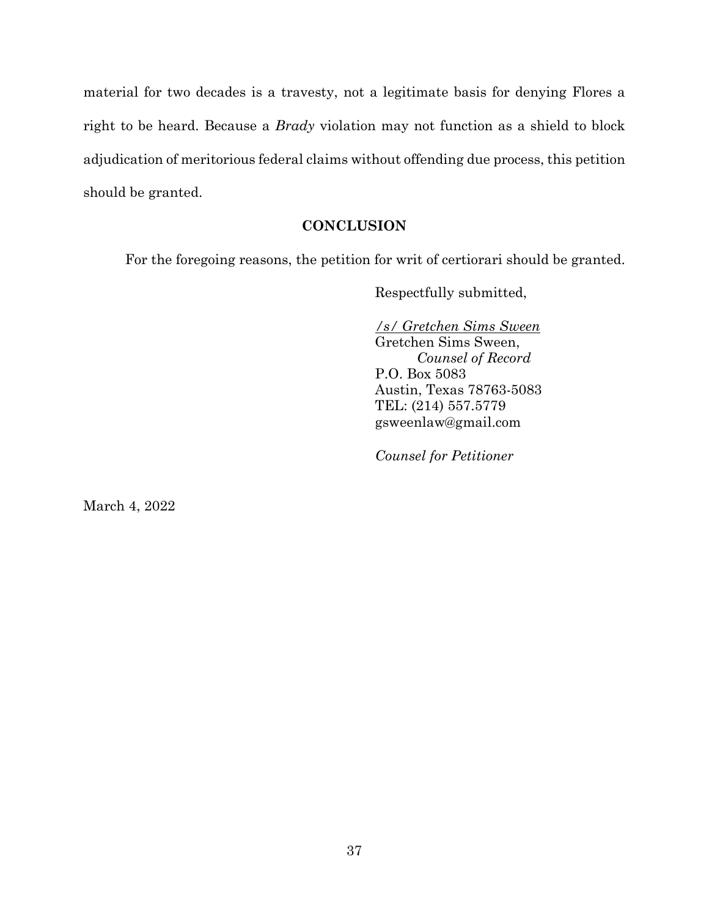material for two decades is a travesty, not a legitimate basis for denying Flores a right to be heard. Because a *Brady* violation may not function as a shield to block adjudication of meritorious federal claims without offending due process, this petition should be granted.

## CONCLUSION

For the foregoing reasons, the petition for writ of certiorari should be granted.

Respectfully submitted,

*/s/ Gretchen Sims Sween*
Gretchen Sims Sween,
*Counsel of Record*
P.O. Box 5083
Austin, Texas 78763-5083
TEL: (214) 557.5779
gsweenlaw@gmail.com

*Counsel for Petitioner*

March 4, 2022